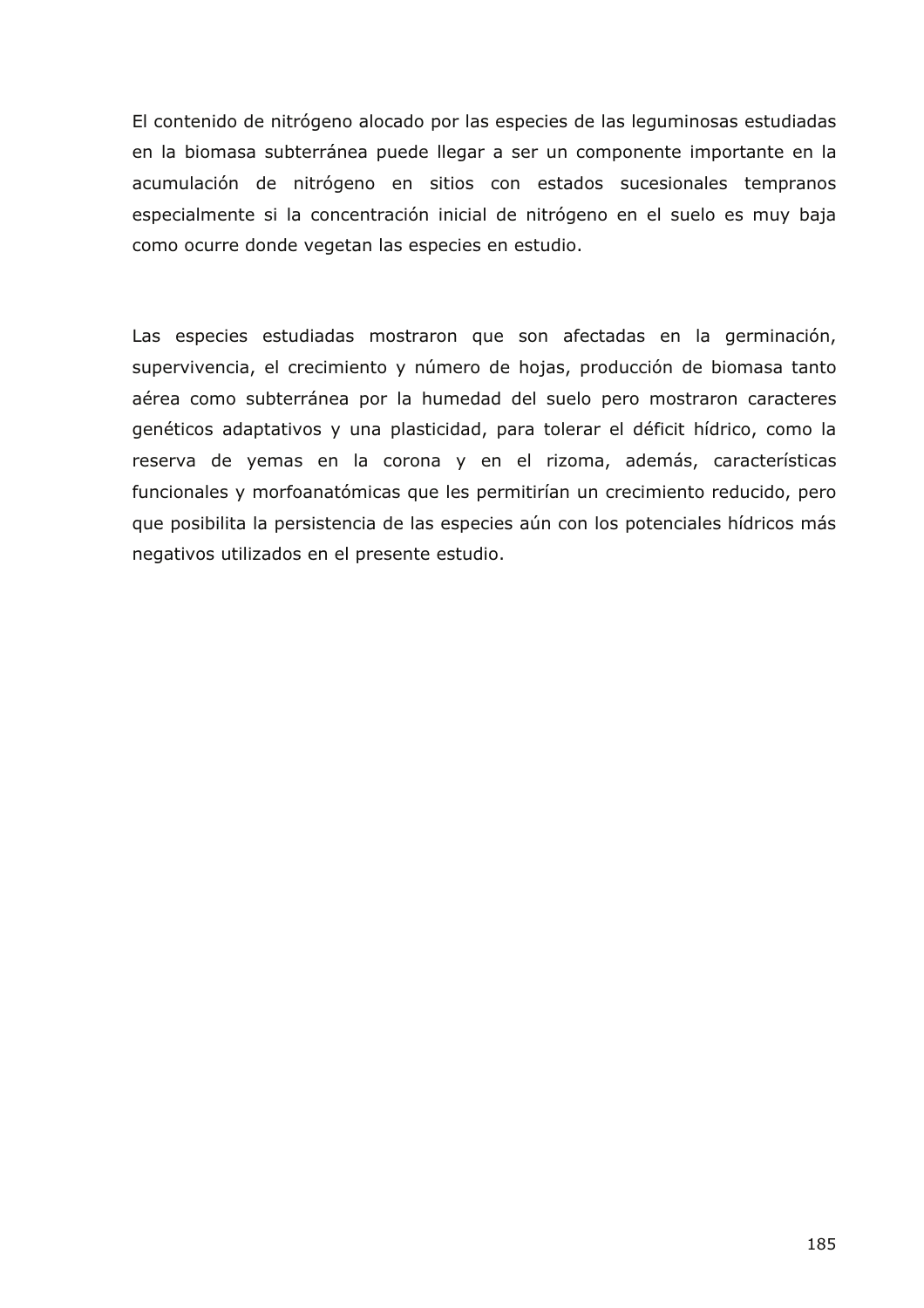El contenido de nitrógeno alocado por las especies de las leguminosas estudiadas en la biomasa subterránea puede llegar a ser un componente importante en la acumulación de nitrógeno en sitios con estados sucesionales tempranos especialmente si la concentración inicial de nitrógeno en el suelo es muy baja como ocurre donde vegetan las especies en estudio.

Las especies estudiadas mostraron que son afectadas en la germinación, supervivencia, el crecimiento y número de hojas, producción de biomasa tanto aérea como subterránea por la humedad del suelo pero mostraron caracteres genéticos adaptativos y una plasticidad, para tolerar el déficit hídrico, como la reserva de yemas en la corona y en el rizoma, además, características funcionales y morfoanatómicas que les permitirían un crecimiento reducido, pero que posibilita la persistencia de las especies aún con los potenciales hídricos más negativos utilizados en el presente estudio.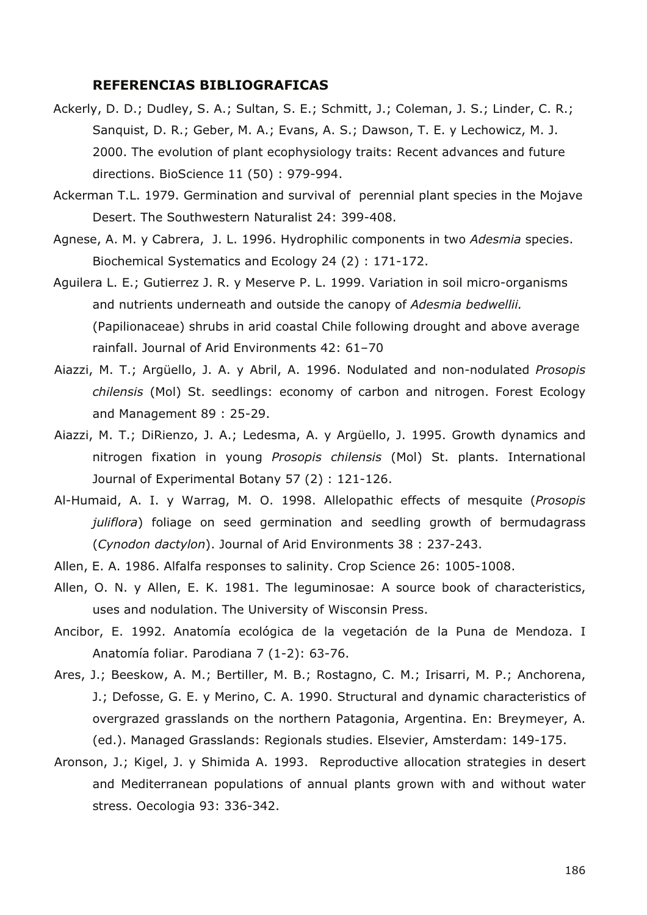## REFERENCIAS BIBLIOGRAFICAS

Ackerly, D. D.; Dudley, S. A.; Sultan, S. E.; Schmitt, J.; Coleman, J. S.; Linder, C. R.; Sanquist, D. R.; Geber, M. A.; Evans, A. S.; Dawson, T. E. y Lechowicz, M. J. 2000. The evolution of plant ecophysiology traits: Recent advances and future directions. BioScience 11 (50) : 979-994.

Ackerman T.L. 1979. Germination and survival of perennial plant species in the Mojave Desert. The Southwestern Naturalist 24: 399-408.

Agnese, A. M. y Cabrera, J. L. 1996. Hydrophilic components in two *Adesmia* species. Biochemical Systematics and Ecology 24 (2) : 171-172.

Aguilera L. E.; Gutierrez J. R. y Meserve P. L. 1999. Variation in soil micro-organisms and nutrients underneath and outside the canopy of *Adesmia bedwellii.* (Papilionaceae) shrubs in arid coastal Chile following drought and above average rainfall. Journal of Arid Environments 42: 61–70

Aiazzi, M. T.; Argüello, J. A. y Abril, A. 1996. Nodulated and non-nodulated *Prosopis chilensis* (Mol) St. seedlings: economy of carbon and nitrogen. Forest Ecology and Management 89 : 25-29.

Aiazzi, M. T.; DiRienzo, J. A.; Ledesma, A. y Argüello, J. 1995. Growth dynamics and nitrogen fixation in young *Prosopis chilensis* (Mol) St. plants. International Journal of Experimental Botany 57 (2) : 121-126.

Al-Humaid, A. I. y Warrag, M. O. 1998. Allelopathic effects of mesquite (*Prosopis juliflora*) foliage on seed germination and seedling growth of bermudagrass (*Cynodon dactylon*). Journal of Arid Environments 38 : 237-243.

Allen, E. A. 1986. Alfalfa responses to salinity. Crop Science 26: 1005-1008.

Allen, O. N. y Allen, E. K. 1981. The leguminosae: A source book of characteristics, uses and nodulation. The University of Wisconsin Press.

Ancibor, E. 1992. Anatomía ecológica de la vegetación de la Puna de Mendoza. I Anatomía foliar. Parodiana 7 (1-2): 63-76.

Ares, J.; Beeskow, A. M.; Bertiller, M. B.; Rostagno, C. M.; Irisarri, M. P.; Anchorena, J.; Defosse, G. E. y Merino, C. A. 1990. Structural and dynamic characteristics of overgrazed grasslands on the northern Patagonia, Argentina. En: Breymeyer, A. (ed.). Managed Grasslands: Regionals studies. Elsevier, Amsterdam: 149-175.

Aronson, J.; Kigel, J. y Shimida A. 1993. Reproductive allocation strategies in desert and Mediterranean populations of annual plants grown with and without water stress. Oecologia 93: 336-342.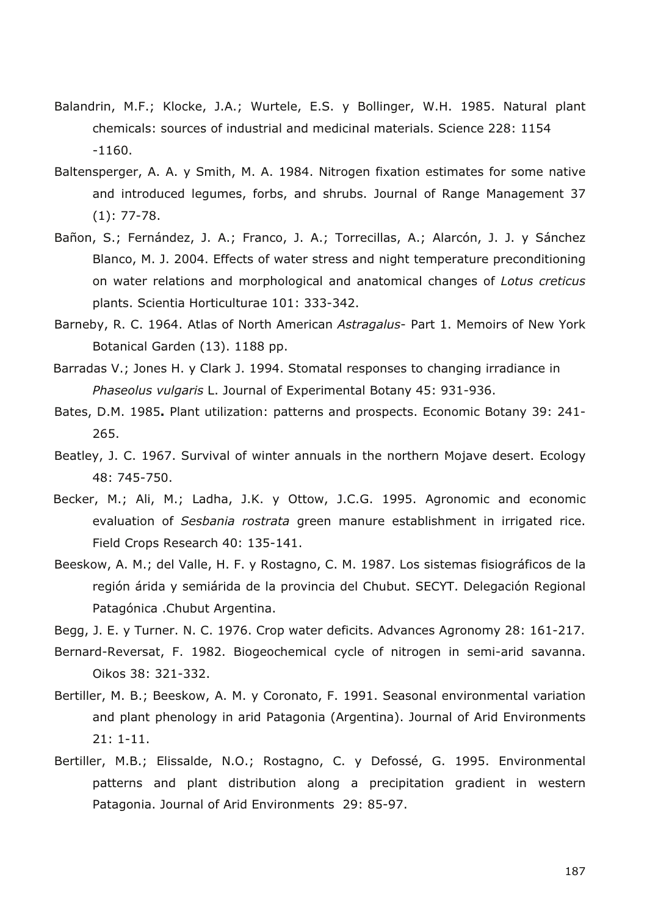Balandrin, M.F.; Klocke, J.A.; Wurtele, E.S. y Bollinger, W.H. 1985. Natural plant chemicals: sources of industrial and medicinal materials. Science 228: 1154 -1160.

Baltensperger, A. A. y Smith, M. A. 1984. Nitrogen fixation estimates for some native and introduced legumes, forbs, and shrubs. Journal of Range Management 37 (1): 77-78.

Bañon, S.; Fernández, J. A.; Franco, J. A.; Torrecillas, A.; Alarcón, J. J. y Sánchez Blanco, M. J. 2004. Effects of water stress and night temperature preconditioning on water relations and morphological and anatomical changes of *Lotus creticus* plants. Scientia Horticulturae 101: 333-342.

Barneby, R. C. 1964. Atlas of North American *Astragalus*- Part 1. Memoirs of New York Botanical Garden (13). 1188 pp.

Barradas V.; Jones H. y Clark J. 1994. Stomatal responses to changing irradiance in *Phaseolus vulgaris* L. Journal of Experimental Botany 45: 931-936.

Bates, D.M. 1985**.** Plant utilization: patterns and prospects. Economic Botany 39: 241-265.

Beatley, J. C. 1967. Survival of winter annuals in the northern Mojave desert. Ecology 48: 745-750.

Becker, M.; Ali, M.; Ladha, J.K. y Ottow, J.C.G. 1995. Agronomic and economic evaluation of *Sesbania rostrata* green manure establishment in irrigated rice. Field Crops Research 40: 135-141.

Beeskow, A. M.; del Valle, H. F. y Rostagno, C. M. 1987. Los sistemas fisiográficos de la región árida y semiárida de la provincia del Chubut. SECYT. Delegación Regional Patagónica .Chubut Argentina.

Begg, J. E. y Turner. N. C. 1976. Crop water deficits. Advances Agronomy 28: 161-217.

Bernard-Reversat, F. 1982. Biogeochemical cycle of nitrogen in semi-arid savanna. Oikos 38: 321-332.

Bertiller, M. B.; Beeskow, A. M. y Coronato, F. 1991. Seasonal environmental variation and plant phenology in arid Patagonia (Argentina). Journal of Arid Environments 21: 1-11.

Bertiller, M.B.; Elissalde, N.O.; Rostagno, C. y Defossé, G. 1995. Environmental patterns and plant distribution along a precipitation gradient in western Patagonia. Journal of Arid Environments 29: 85-97.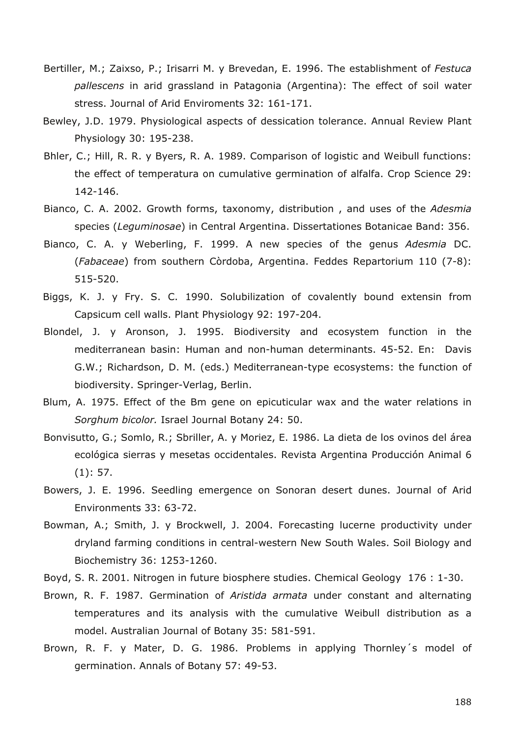Bertiller, M.; Zaixso, P.; Irisarri M. y Brevedan, E. 1996. The establishment of *Festuca pallescens* in arid grassland in Patagonia (Argentina): The effect of soil water stress. Journal of Arid Enviroments 32: 161-171.

Bewley, J.D. 1979. Physiological aspects of dessication tolerance. Annual Review Plant Physiology 30: 195-238.

Bhler, C.; Hill, R. R. y Byers, R. A. 1989. Comparison of logistic and Weibull functions: the effect of temperatura on cumulative germination of alfalfa. Crop Science 29: 142-146.

Bianco, C. A. 2002. Growth forms, taxonomy, distribution , and uses of the *Adesmia* species (*Leguminosae*) in Central Argentina. Dissertationes Botanicae Band: 356.

Bianco, C. A. y Weberling, F. 1999. A new species of the genus *Adesmia* DC. (*Fabaceae*) from southern Còrdoba, Argentina. Feddes Repartorium 110 (7-8): 515-520.

Biggs, K. J. y Fry. S. C. 1990. Solubilization of covalently bound extensin from Capsicum cell walls. Plant Physiology 92: 197-204.

Blondel, J. y Aronson, J. 1995. Biodiversity and ecosystem function in the mediterranean basin: Human and non-human determinants. 45-52. En: Davis G.W.; Richardson, D. M. (eds.) Mediterranean-type ecosystems: the function of biodiversity. Springer-Verlag, Berlin.

Blum, A. 1975. Effect of the Bm gene on epicuticular wax and the water relations in *Sorghum bicolor.* Israel Journal Botany 24: 50.

Bonvisutto, G.; Somlo, R.; Sbriller, A. y Moriez, E. 1986. La dieta de los ovinos del área ecológica sierras y mesetas occidentales. Revista Argentina Producción Animal 6 (1): 57.

Bowers, J. E. 1996. Seedling emergence on Sonoran desert dunes. Journal of Arid Environments 33: 63-72.

Bowman, A.; Smith, J. y Brockwell, J. 2004. Forecasting lucerne productivity under dryland farming conditions in central-western New South Wales. Soil Biology and Biochemistry 36: 1253-1260.

Boyd, S. R. 2001. Nitrogen in future biosphere studies. Chemical Geology 176 : 1-30.

Brown, R. F. 1987. Germination of *Aristida armata* under constant and alternating temperatures and its analysis with the cumulative Weibull distribution as a model. Australian Journal of Botany 35: 581-591.

Brown, R. F. y Mater, D. G. 1986. Problems in applying Thornley´s model of germination. Annals of Botany 57: 49-53.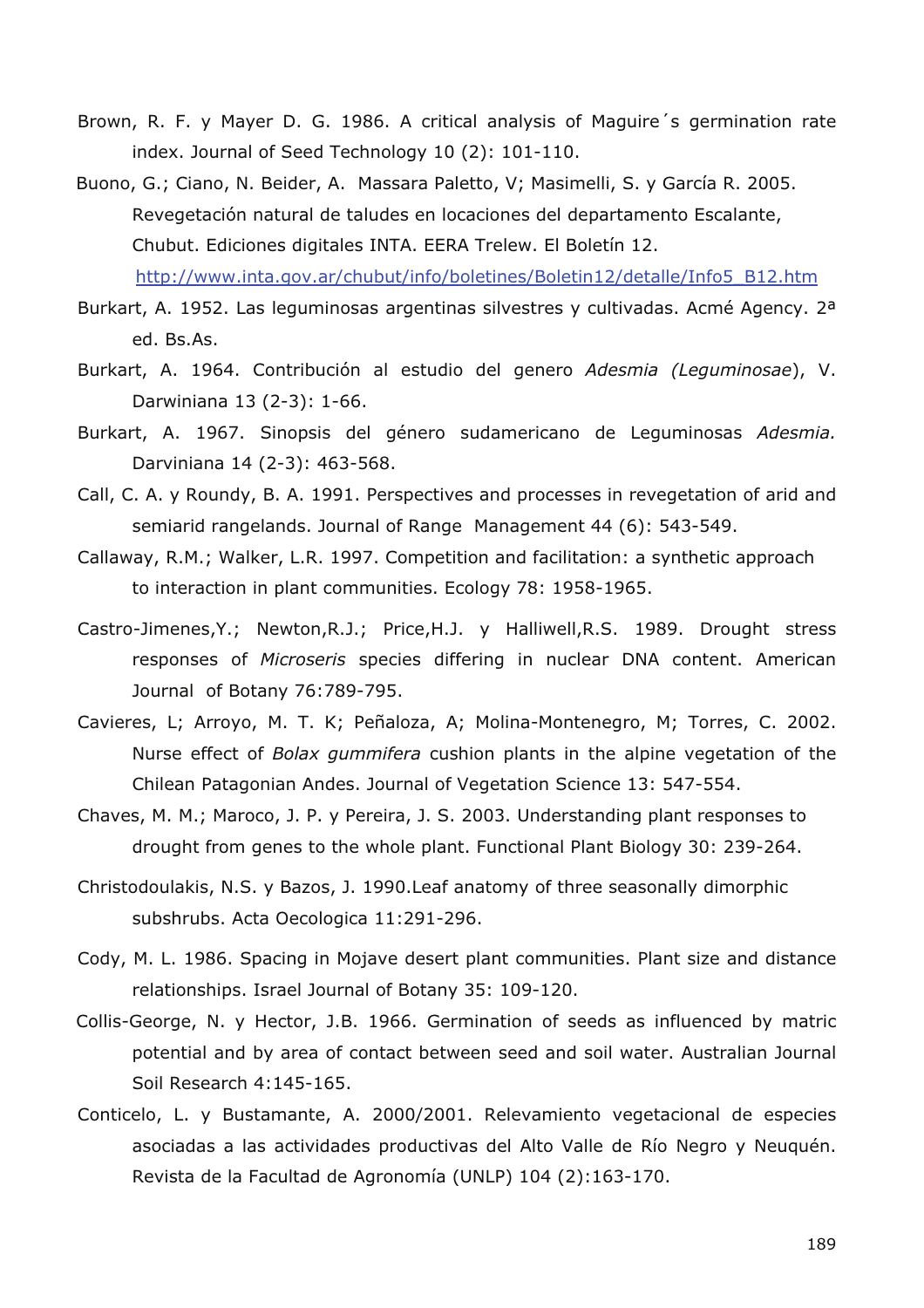Brown, R. F. y Mayer D. G. 1986. A critical analysis of Maguire´s germination rate index. Journal of Seed Technology 10 (2): 101-110.

Buono, G.; Ciano, N. Beider, A. Massara Paletto, V; Masimelli, S. y García R. 2005. Revegetación natural de taludes en locaciones del departamento Escalante, Chubut. Ediciones digitales INTA. EERA Trelew. El Boletín 12. http://www.inta.gov.ar/chubut/info/boletines/Boletin12/detalle/Info5_B12.htm

Burkart, A. 1952. Las leguminosas argentinas silvestres y cultivadas. Acmé Agency. 2ª ed. Bs.As.

Burkart, A. 1964. Contribución al estudio del genero *Adesmia (Leguminosae*), V. Darwiniana 13 (2-3): 1-66.

Burkart, A. 1967. Sinopsis del género sudamericano de Leguminosas *Adesmia.* Darviniana 14 (2-3): 463-568.

Call, C. A. y Roundy, B. A. 1991. Perspectives and processes in revegetation of arid and semiarid rangelands. Journal of Range Management 44 (6): 543-549.

Callaway, R.M.; Walker, L.R. 1997. Competition and facilitation: a synthetic approach to interaction in plant communities. Ecology 78: 1958-1965.

Castro-Jimenes,Y.; Newton,R.J.; Price,H.J. y Halliwell,R.S. 1989. Drought stress responses of *Microseris* species differing in nuclear DNA content. American Journal of Botany 76:789-795.

Cavieres, L; Arroyo, M. T. K; Peñaloza, A; Molina-Montenegro, M; Torres, C. 2002. Nurse effect of *Bolax gummifera* cushion plants in the alpine vegetation of the Chilean Patagonian Andes. Journal of Vegetation Science 13: 547-554.

Chaves, M. M.; Maroco, J. P. y Pereira, J. S. 2003. Understanding plant responses to drought from genes to the whole plant. Functional Plant Biology 30: 239-264.

Christodoulakis, N.S. y Bazos, J. 1990.Leaf anatomy of three seasonally dimorphic subshrubs. Acta Oecologica 11:291-296.

Cody, M. L. 1986. Spacing in Mojave desert plant communities. Plant size and distance relationships. Israel Journal of Botany 35: 109-120.

Collis-George, N. y Hector, J.B. 1966. Germination of seeds as influenced by matric potential and by area of contact between seed and soil water. Australian Journal Soil Research 4:145-165.

Conticelo, L. y Bustamante, A. 2000/2001. Relevamiento vegetacional de especies asociadas a las actividades productivas del Alto Valle de Río Negro y Neuquén. Revista de la Facultad de Agronomía (UNLP) 104 (2):163-170.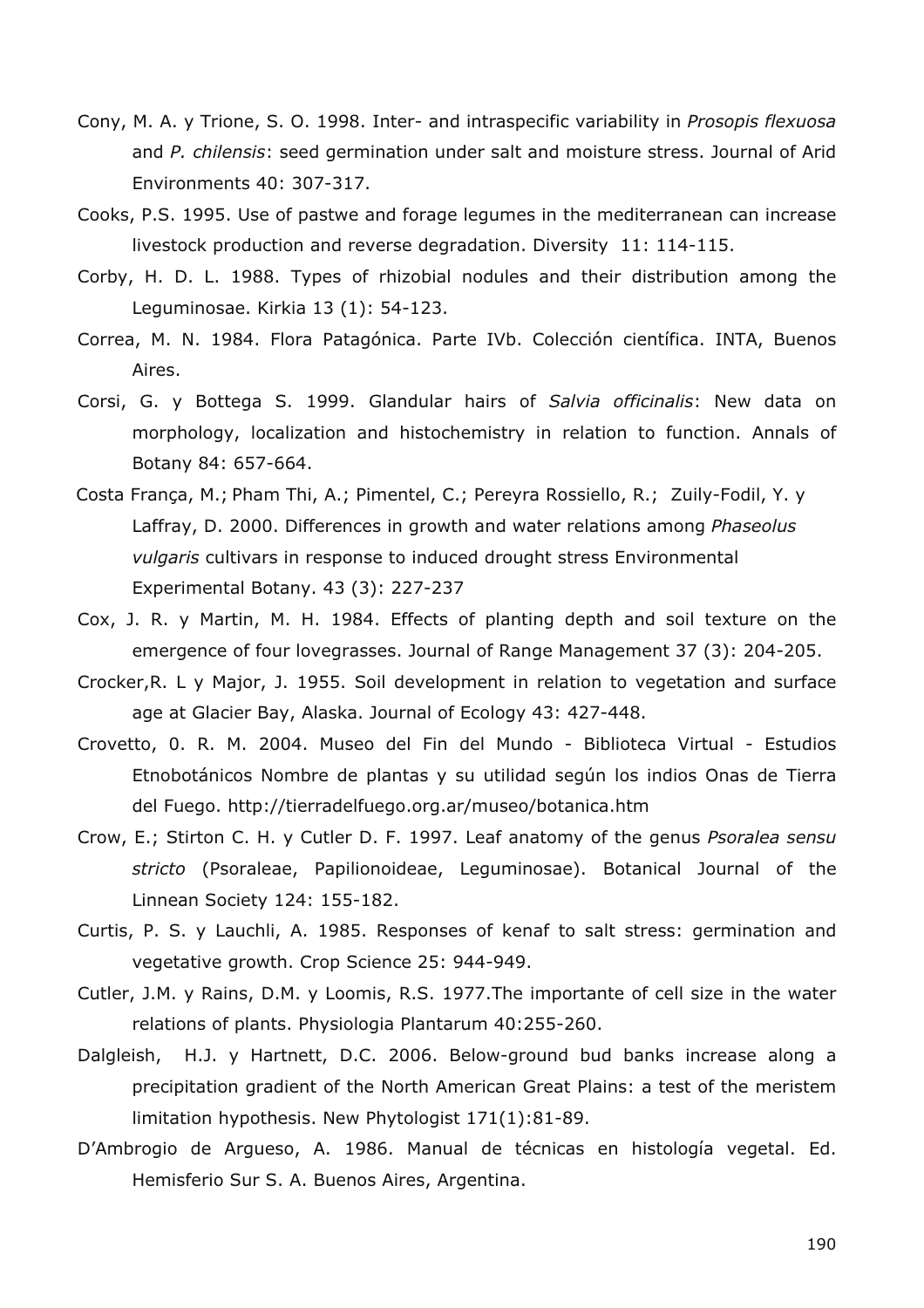Cony, M. A. y Trione, S. O. 1998. Inter- and intraspecific variability in *Prosopis flexuosa* and *P. chilensis*: seed germination under salt and moisture stress. Journal of Arid Environments 40: 307-317.

Cooks, P.S. 1995. Use of pastwe and forage legumes in the mediterranean can increase livestock production and reverse degradation. Diversity 11: 114-115.

Corby, H. D. L. 1988. Types of rhizobial nodules and their distribution among the Leguminosae. Kirkia 13 (1): 54-123.

Correa, M. N. 1984. Flora Patagónica. Parte IVb. Colección científica. INTA, Buenos Aires.

Corsi, G. y Bottega S. 1999. Glandular hairs of *Salvia officinalis*: New data on morphology, localization and histochemistry in relation to function. Annals of Botany 84: 657-664.

Costa França, M.; Pham Thi, A.; Pimentel, C.; Pereyra Rossiello, R.; Zuily-Fodil, Y. y Laffray, D. 2000. Differences in growth and water relations among *Phaseolus vulgaris* cultivars in response to induced drought stress Environmental Experimental Botany. 43 (3): 227-237

Cox, J. R. y Martin, M. H. 1984. Effects of planting depth and soil texture on the emergence of four lovegrasses. Journal of Range Management 37 (3): 204-205.

Crocker,R. L y Major, J. 1955. Soil development in relation to vegetation and surface age at Glacier Bay, Alaska. Journal of Ecology 43: 427-448.

Crovetto, 0. R. M. 2004. Museo del Fin del Mundo - Biblioteca Virtual - Estudios Etnobotánicos Nombre de plantas y su utilidad según los indios Onas de Tierra del Fuego. http://tierradelfuego.org.ar/museo/botanica.htm

Crow, E.; Stirton C. H. y Cutler D. F. 1997. Leaf anatomy of the genus *Psoralea sensu stricto* (Psoraleae, Papilionoideae, Leguminosae). Botanical Journal of the Linnean Society 124: 155-182.

Curtis, P. S. y Lauchli, A. 1985. Responses of kenaf to salt stress: germination and vegetative growth. Crop Science 25: 944-949.

Cutler, J.M. y Rains, D.M. y Loomis, R.S. 1977.The importante of cell size in the water relations of plants. Physiologia Plantarum 40:255-260.

Dalgleish, H.J. y Hartnett, D.C. 2006. Below-ground bud banks increase along a precipitation gradient of the North American Great Plains: a test of the meristem limitation hypothesis. New Phytologist 171(1):81-89.

D'Ambrogio de Argueso, A. 1986. Manual de técnicas en histología vegetal. Ed. Hemisferio Sur S. A. Buenos Aires, Argentina.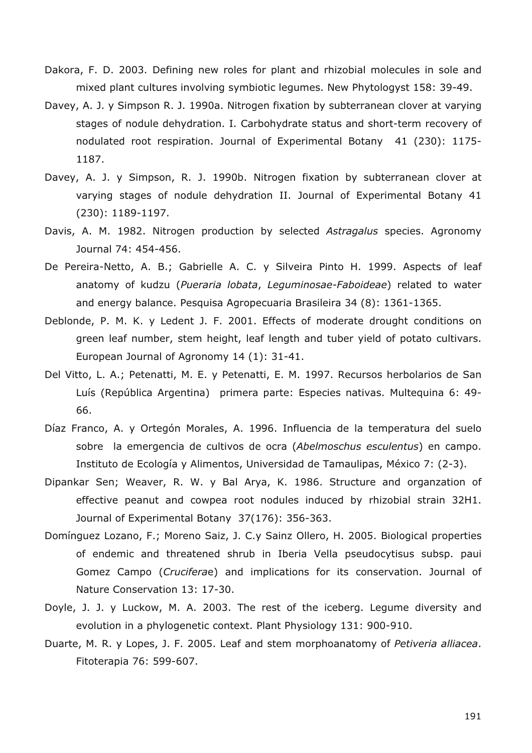Dakora, F. D. 2003. Defining new roles for plant and rhizobial molecules in sole and mixed plant cultures involving symbiotic legumes. New Phytologyst 158: 39-49.

Davey, A. J. y Simpson R. J. 1990a. Nitrogen fixation by subterranean clover at varying stages of nodule dehydration. I. Carbohydrate status and short-term recovery of nodulated root respiration. Journal of Experimental Botany 41 (230): 1175-1187.

Davey, A. J. y Simpson, R. J. 1990b. Nitrogen fixation by subterranean clover at varying stages of nodule dehydration II. Journal of Experimental Botany 41 (230): 1189-1197.

Davis, A. M. 1982. Nitrogen production by selected *Astragalus* species. Agronomy Journal 74: 454-456.

De Pereira-Netto, A. B.; Gabrielle A. C. y Silveira Pinto H. 1999. Aspects of leaf anatomy of kudzu (*Pueraria lobata*, *Leguminosae-Faboideae*) related to water and energy balance. Pesquisa Agropecuaria Brasileira 34 (8): 1361-1365.

Deblonde, P. M. K. y Ledent J. F. 2001. Effects of moderate drought conditions on green leaf number, stem height, leaf length and tuber yield of potato cultivars. European Journal of Agronomy 14 (1): 31-41.

Del Vitto, L. A.; Petenatti, M. E. y Petenatti, E. M. 1997. Recursos herbolarios de San Luís (República Argentina) primera parte: Especies nativas. Multequina 6: 49-66.

Díaz Franco, A. y Ortegón Morales, A. 1996. Influencia de la temperatura del suelo sobre la emergencia de cultivos de ocra (*Abelmoschus esculentus*) en campo. Instituto de Ecología y Alimentos, Universidad de Tamaulipas, México 7: (2-3).

Dipankar Sen; Weaver, R. W. y Bal Arya, K. 1986. Structure and organzation of effective peanut and cowpea root nodules induced by rhizobial strain 32H1. Journal of Experimental Botany 37(176): 356-363.

Domínguez Lozano, F.; Moreno Saiz, J. C.y Sainz Ollero, H. 2005. Biological properties of endemic and threatened shrub in Iberia Vella pseudocytisus subsp. paui Gomez Campo (*Cruciferae*) and implications for its conservation. Journal of Nature Conservation 13: 17-30.

Doyle, J. J. y Luckow, M. A. 2003. The rest of the iceberg. Legume diversity and evolution in a phylogenetic context. Plant Physiology 131: 900-910.

Duarte, M. R. y Lopes, J. F. 2005. Leaf and stem morphoanatomy of *Petiveria alliacea*. Fitoterapia 76: 599-607.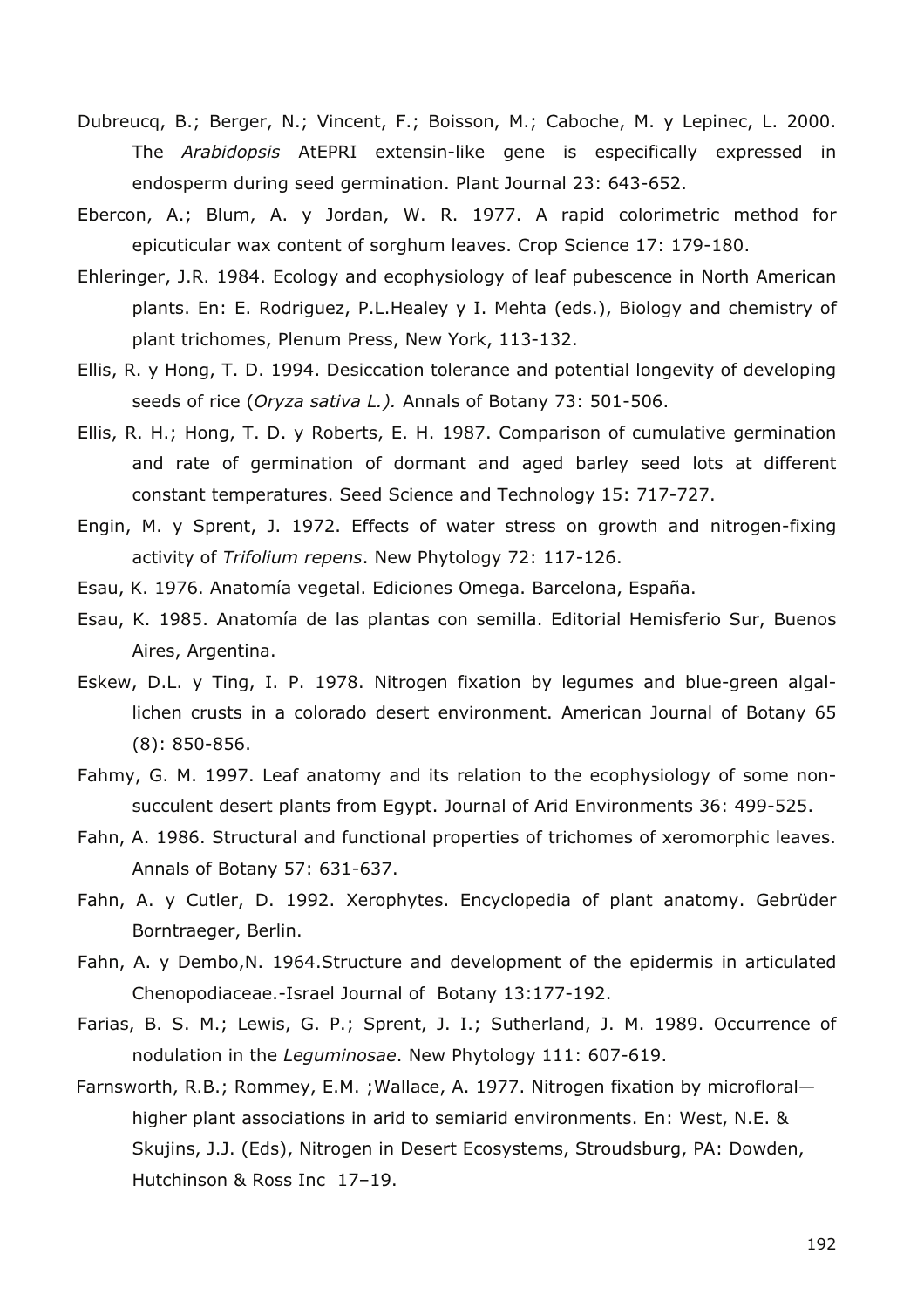Dubreucq, B.; Berger, N.; Vincent, F.; Boisson, M.; Caboche, M. y Lepinec, L. 2000. The *Arabidopsis* AtEPRI extensin-like gene is especifically expressed in endosperm during seed germination. Plant Journal 23: 643-652.

Ebercon, A.; Blum, A. y Jordan, W. R. 1977. A rapid colorimetric method for epicuticular wax content of sorghum leaves. Crop Science 17: 179-180.

Ehleringer, J.R. 1984. Ecology and ecophysiology of leaf pubescence in North American plants. En: E. Rodriguez, P.L.Healey y I. Mehta (eds.), Biology and chemistry of plant trichomes, Plenum Press, New York, 113-132.

Ellis, R. y Hong, T. D. 1994. Desiccation tolerance and potential longevity of developing seeds of rice (*Oryza sativa L.).* Annals of Botany 73: 501-506.

Ellis, R. H.; Hong, T. D. y Roberts, E. H. 1987. Comparison of cumulative germination and rate of germination of dormant and aged barley seed lots at different constant temperatures. Seed Science and Technology 15: 717-727.

Engin, M. y Sprent, J. 1972. Effects of water stress on growth and nitrogen-fixing activity of *Trifolium repens*. New Phytology 72: 117-126.

Esau, K. 1976. Anatomía vegetal. Ediciones Omega. Barcelona, España.

Esau, K. 1985. Anatomía de las plantas con semilla. Editorial Hemisferio Sur, Buenos Aires, Argentina.

Eskew, D.L. y Ting, I. P. 1978. Nitrogen fixation by legumes and blue-green algal-lichen crusts in a colorado desert environment. American Journal of Botany 65 (8): 850-856.

Fahmy, G. M. 1997. Leaf anatomy and its relation to the ecophysiology of some non-succulent desert plants from Egypt. Journal of Arid Environments 36: 499-525.

Fahn, A. 1986. Structural and functional properties of trichomes of xeromorphic leaves. Annals of Botany 57: 631-637.

Fahn, A. y Cutler, D. 1992. Xerophytes. Encyclopedia of plant anatomy. Gebrüder Borntraeger, Berlin.

Fahn, A. y Dembo,N. 1964.Structure and development of the epidermis in articulated Chenopodiaceae.-Israel Journal of Botany 13:177-192.

Farias, B. S. M.; Lewis, G. P.; Sprent, J. I.; Sutherland, J. M. 1989. Occurrence of nodulation in the *Leguminosae*. New Phytology 111: 607-619.

Farnsworth, R.B.; Rommey, E.M. ;Wallace, A. 1977. Nitrogen fixation by microfloral—higher plant associations in arid to semiarid environments. En: West, N.E. & Skujins, J.J. (Eds), Nitrogen in Desert Ecosystems, Stroudsburg, PA: Dowden, Hutchinson & Ross Inc 17–19.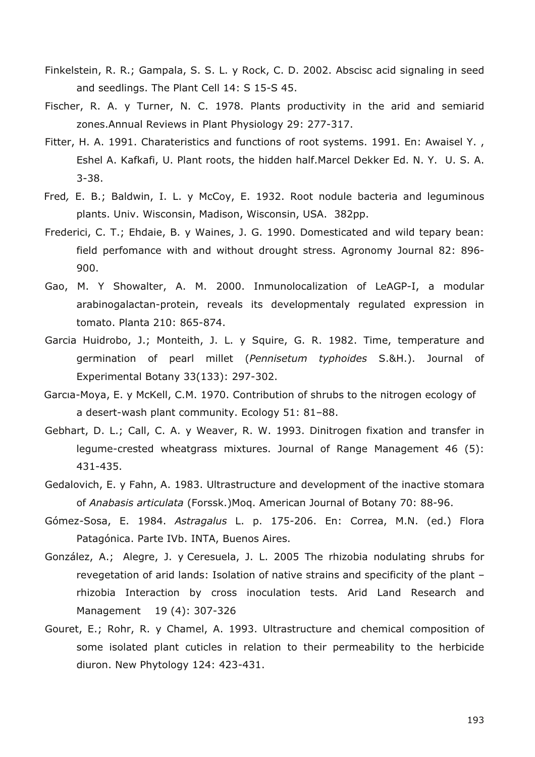Finkelstein, R. R.; Gampala, S. S. L. y Rock, C. D. 2002. Abscisc acid signaling in seed and seedlings. The Plant Cell 14: S 15-S 45.

Fischer, R. A. y Turner, N. C. 1978. Plants productivity in the arid and semiarid zones.Annual Reviews in Plant Physiology 29: 277-317.

Fitter, H. A. 1991. Charateristics and functions of root systems. 1991. En: Awaisel Y. , Eshel A. Kafkafi, U. Plant roots, the hidden half.Marcel Dekker Ed. N. Y. U. S. A. 3-38.

Fred*,* E. B.; Baldwin, I. L. y McCoy, E. 1932. Root nodule bacteria and leguminous plants. Univ. Wisconsin, Madison, Wisconsin, USA. 382pp.

Frederici, C. T.; Ehdaie, B. y Waines, J. G. 1990. Domesticated and wild tepary bean: field perfomance with and without drought stress. Agronomy Journal 82: 896-900.

Gao, M. Y Showalter, A. M. 2000. Inmunolocalization of LeAGP-I, a modular arabinogalactan-protein, reveals its developmentaly regulated expression in tomato. Planta 210: 865-874.

Garcia Huidrobo, J.; Monteith, J. L. y Squire, G. R. 1982. Time, temperature and germination of pearl millet (*Pennisetum typhoides* S.&H.). Journal of Experimental Botany 33(133): 297-302.

Garcıa-Moya, E. y McKell, C.M. 1970. Contribution of shrubs to the nitrogen ecology of a desert-wash plant community. Ecology 51: 81–88.

Gebhart, D. L.; Call, C. A. y Weaver, R. W. 1993. Dinitrogen fixation and transfer in legume-crested wheatgrass mixtures. Journal of Range Management 46 (5): 431-435.

Gedalovich, E. y Fahn, A. 1983. Ultrastructure and development of the inactive stomara of *Anabasis articulata* (Forssk.)Moq. American Journal of Botany 70: 88-96.

Gómez-Sosa, E. 1984. *Astragalus* L. p. 175-206. En: Correa, M.N. (ed.) Flora Patagónica. Parte IVb. INTA, Buenos Aires.

González, A.; Alegre, J. y Ceresuela, J. L. 2005 The rhizobia nodulating shrubs for revegetation of arid lands: Isolation of native strains and specificity of the plant – rhizobia Interaction by cross inoculation tests. Arid Land Research and Management 19 (4): 307-326

Gouret, E.; Rohr, R. y Chamel, A. 1993. Ultrastructure and chemical composition of some isolated plant cuticles in relation to their permeability to the herbicide diuron. New Phytology 124: 423-431.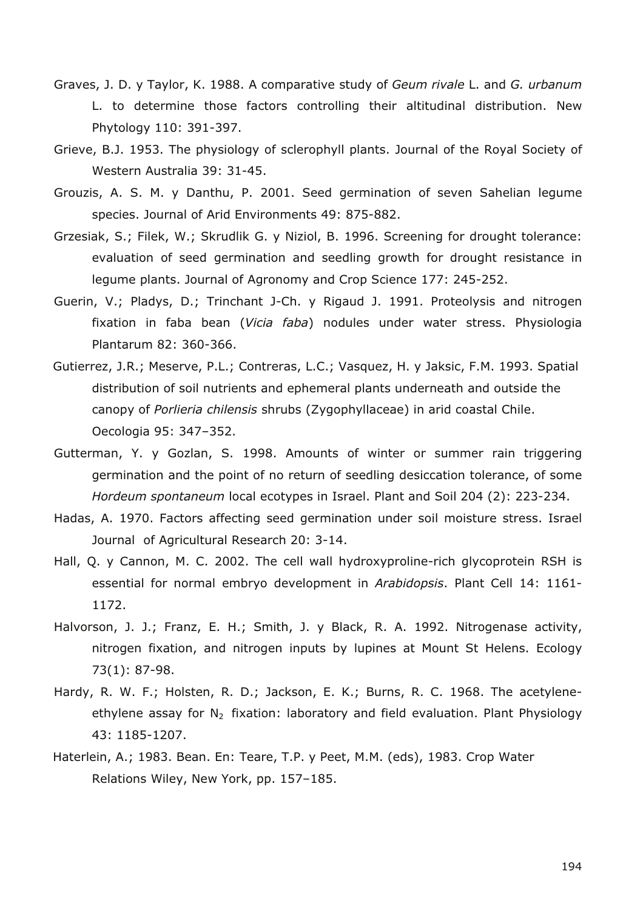Graves, J. D. y Taylor, K. 1988. A comparative study of *Geum rivale* L. and *G. urbanum* L. to determine those factors controlling their altitudinal distribution. New Phytology 110: 391-397.

Grieve, B.J. 1953. The physiology of sclerophyll plants. Journal of the Royal Society of Western Australia 39: 31-45.

Grouzis, A. S. M. y Danthu, P. 2001. Seed germination of seven Sahelian legume species. Journal of Arid Environments 49: 875-882.

Grzesiak, S.; Filek, W.; Skrudlik G. y Niziol, B. 1996. Screening for drought tolerance: evaluation of seed germination and seedling growth for drought resistance in legume plants. Journal of Agronomy and Crop Science 177: 245-252.

Guerin, V.; Pladys, D.; Trinchant J-Ch. y Rigaud J. 1991. Proteolysis and nitrogen fixation in faba bean (*Vicia faba*) nodules under water stress. Physiologia Plantarum 82: 360-366.

Gutierrez, J.R.; Meserve, P.L.; Contreras, L.C.; Vasquez, H. y Jaksic, F.M. 1993. Spatial distribution of soil nutrients and ephemeral plants underneath and outside the canopy of *Porlieria chilensis* shrubs (Zygophyllaceae) in arid coastal Chile. Oecologia 95: 347–352.

Gutterman, Y. y Gozlan, S. 1998. Amounts of winter or summer rain triggering germination and the point of no return of seedling desiccation tolerance, of some *Hordeum spontaneum* local ecotypes in Israel. Plant and Soil 204 (2): 223-234.

Hadas, A. 1970. Factors affecting seed germination under soil moisture stress. Israel Journal of Agricultural Research 20: 3-14.

Hall, Q. y Cannon, M. C. 2002. The cell wall hydroxyproline-rich glycoprotein RSH is essential for normal embryo development in *Arabidopsis*. Plant Cell 14: 1161-1172.

Halvorson, J. J.; Franz, E. H.; Smith, J. y Black, R. A. 1992. Nitrogenase activity, nitrogen fixation, and nitrogen inputs by lupines at Mount St Helens. Ecology 73(1): 87-98.

Hardy, R. W. F.; Holsten, R. D.; Jackson, E. K.; Burns, R. C. 1968. The acetylene-ethylene assay for $N_2$ fixation: laboratory and field evaluation. Plant Physiology 43: 1185-1207.

Haterlein, A.; 1983. Bean. En: Teare, T.P. y Peet, M.M. (eds), 1983. Crop Water Relations Wiley, New York, pp. 157–185.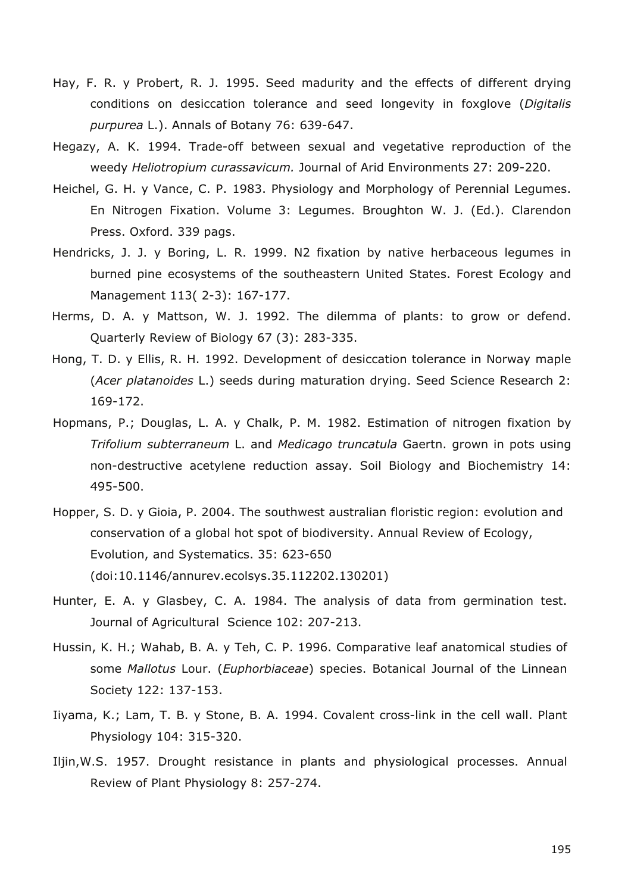Hay, F. R. y Probert, R. J. 1995. Seed madurity and the effects of different drying conditions on desiccation tolerance and seed longevity in foxglove (*Digitalis purpurea* L.). Annals of Botany 76: 639-647.

Hegazy, A. K. 1994. Trade-off between sexual and vegetative reproduction of the weedy *Heliotropium curassavicum.* Journal of Arid Environments 27: 209-220.

Heichel, G. H. y Vance, C. P. 1983. Physiology and Morphology of Perennial Legumes. En Nitrogen Fixation. Volume 3: Legumes. Broughton W. J. (Ed.). Clarendon Press. Oxford. 339 pags.

Hendricks, J. J. y Boring, L. R. 1999. N2 fixation by native herbaceous legumes in burned pine ecosystems of the southeastern United States. Forest Ecology and Management 113( 2-3): 167-177.

Herms, D. A. y Mattson, W. J. 1992. The dilemma of plants: to grow or defend. Quarterly Review of Biology 67 (3): 283-335.

Hong, T. D. y Ellis, R. H. 1992. Development of desiccation tolerance in Norway maple (*Acer platanoides* L.) seeds during maturation drying. Seed Science Research 2: 169-172.

Hopmans, P.; Douglas, L. A. y Chalk, P. M. 1982. Estimation of nitrogen fixation by *Trifolium subterraneum* L. and *Medicago truncatula* Gaertn. grown in pots using non-destructive acetylene reduction assay. Soil Biology and Biochemistry 14: 495-500.

Hopper, S. D. y Gioia, P. 2004. The southwest australian floristic region: evolution and conservation of a global hot spot of biodiversity. Annual Review of Ecology, Evolution, and Systematics. 35: 623-650 (doi:10.1146/annurev.ecolsys.35.112202.130201)

Hunter, E. A. y Glasbey, C. A. 1984. The analysis of data from germination test. Journal of Agricultural Science 102: 207-213.

Hussin, K. H.; Wahab, B. A. y Teh, C. P. 1996. Comparative leaf anatomical studies of some *Mallotus* Lour. (*Euphorbiaceae*) species. Botanical Journal of the Linnean Society 122: 137-153.

Iiyama, K.; Lam, T. B. y Stone, B. A. 1994. Covalent cross-link in the cell wall. Plant Physiology 104: 315-320.

Iljin,W.S. 1957. Drought resistance in plants and physiological processes. Annual Review of Plant Physiology 8: 257-274.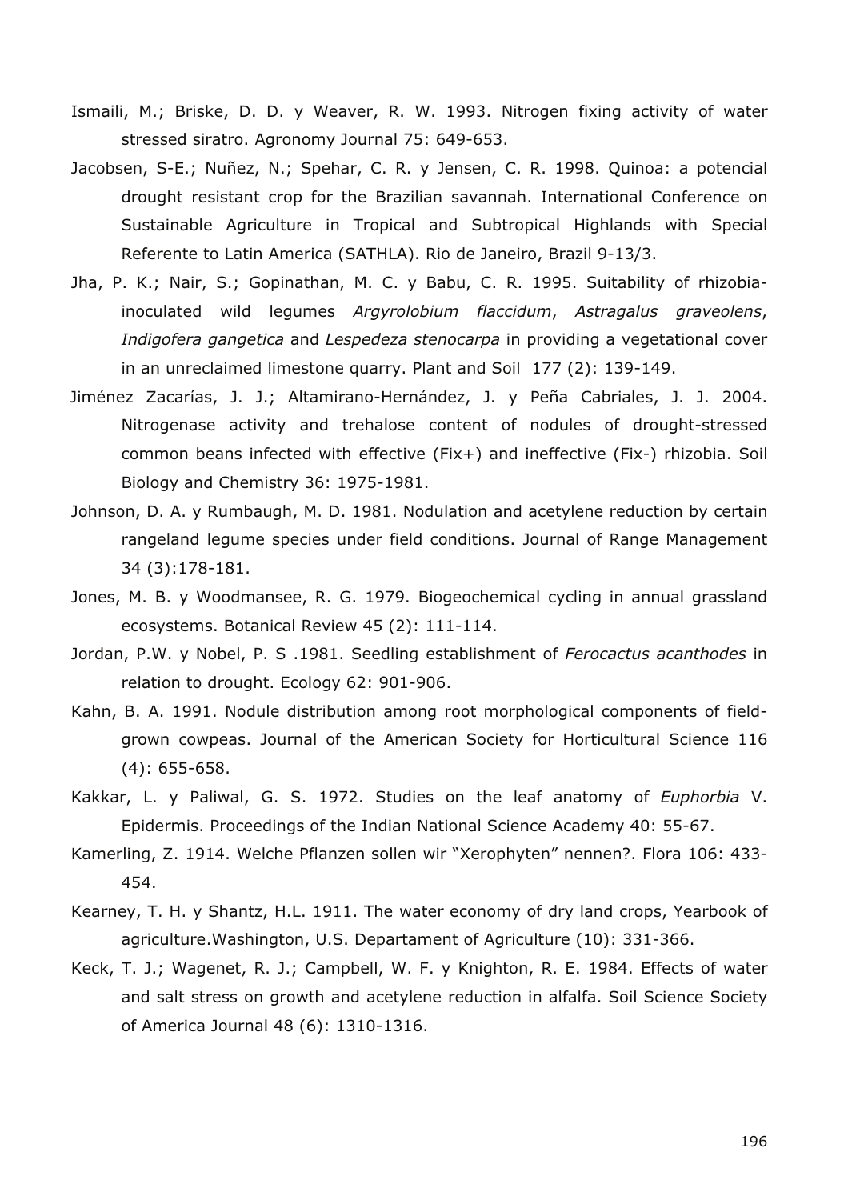Ismaili, M.; Briske, D. D. y Weaver, R. W. 1993. Nitrogen fixing activity of water stressed siratro. Agronomy Journal 75: 649-653.

Jacobsen, S-E.; Nuñez, N.; Spehar, C. R. y Jensen, C. R. 1998. Quinoa: a potencial drought resistant crop for the Brazilian savannah. International Conference on Sustainable Agriculture in Tropical and Subtropical Highlands with Special Referente to Latin America (SATHLA). Rio de Janeiro, Brazil 9-13/3.

Jha, P. K.; Nair, S.; Gopinathan, M. C. y Babu, C. R. 1995. Suitability of rhizobia-inoculated wild legumes *Argyrolobium flaccidum*, *Astragalus graveolens*, *Indigofera gangetica* and *Lespedeza stenocarpa* in providing a vegetational cover in an unreclaimed limestone quarry. Plant and Soil 177 (2): 139-149.

Jiménez Zacarías, J. J.; Altamirano-Hernández, J. y Peña Cabriales, J. J. 2004. Nitrogenase activity and trehalose content of nodules of drought-stressed common beans infected with effective (Fix+) and ineffective (Fix-) rhizobia. Soil Biology and Chemistry 36: 1975-1981.

Johnson, D. A. y Rumbaugh, M. D. 1981. Nodulation and acetylene reduction by certain rangeland legume species under field conditions. Journal of Range Management 34 (3):178-181.

Jones, M. B. y Woodmansee, R. G. 1979. Biogeochemical cycling in annual grassland ecosystems. Botanical Review 45 (2): 111-114.

Jordan, P.W. y Nobel, P. S .1981. Seedling establishment of *Ferocactus acanthodes* in relation to drought. Ecology 62: 901-906.

Kahn, B. A. 1991. Nodule distribution among root morphological components of field-grown cowpeas. Journal of the American Society for Horticultural Science 116 (4): 655-658.

Kakkar, L. y Paliwal, G. S. 1972. Studies on the leaf anatomy of *Euphorbia* V. Epidermis. Proceedings of the Indian National Science Academy 40: 55-67.

Kamerling, Z. 1914. Welche Pflanzen sollen wir "Xerophyten" nennen?. Flora 106: 433-454.

Kearney, T. H. y Shantz, H.L. 1911. The water economy of dry land crops, Yearbook of agriculture.Washington, U.S. Departament of Agriculture (10): 331-366.

Keck, T. J.; Wagenet, R. J.; Campbell, W. F. y Knighton, R. E. 1984. Effects of water and salt stress on growth and acetylene reduction in alfalfa. Soil Science Society of America Journal 48 (6): 1310-1316.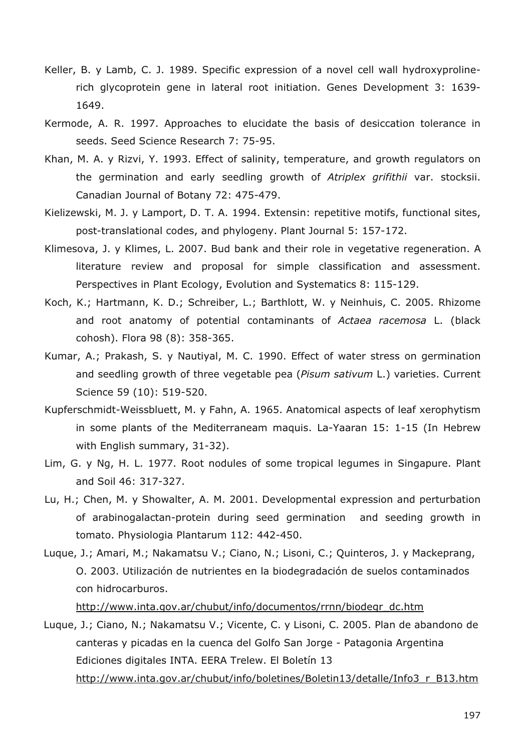Keller, B. y Lamb, C. J. 1989. Specific expression of a novel cell wall hydroxyproline-rich glycoprotein gene in lateral root initiation. Genes Development 3: 1639-1649.

Kermode, A. R. 1997. Approaches to elucidate the basis of desiccation tolerance in seeds. Seed Science Research 7: 75-95.

Khan, M. A. y Rizvi, Y. 1993. Effect of salinity, temperature, and growth regulators on the germination and early seedling growth of *Atriplex grifithii* var. stocksii. Canadian Journal of Botany 72: 475-479.

Kielizewski, M. J. y Lamport, D. T. A. 1994. Extensin: repetitive motifs, functional sites, post-translational codes, and phylogeny. Plant Journal 5: 157-172.

Klimesova, J. y Klimes, L. 2007. Bud bank and their role in vegetative regeneration. A literature review and proposal for simple classification and assessment. Perspectives in Plant Ecology, Evolution and Systematics 8: 115-129.

Koch, K.; Hartmann, K. D.; Schreiber, L.; Barthlott, W. y Neinhuis, C. 2005. Rhizome and root anatomy of potential contaminants of *Actaea racemosa* L. (black cohosh). Flora 98 (8): 358-365.

Kumar, A.; Prakash, S. y Nautiyal, M. C. 1990. Effect of water stress on germination and seedling growth of three vegetable pea (*Pisum sativum* L.) varieties. Current Science 59 (10): 519-520.

Kupferschmidt-Weissbluett, M. y Fahn, A. 1965. Anatomical aspects of leaf xerophytism in some plants of the Mediterraneam maquis. La-Yaaran 15: 1-15 (In Hebrew with English summary, 31-32).

Lim, G. y Ng, H. L. 1977. Root nodules of some tropical legumes in Singapure. Plant and Soil 46: 317-327.

Lu, H.; Chen, M. y Showalter, A. M. 2001. Developmental expression and perturbation of arabinogalactan-protein during seed germination and seeding growth in tomato. Physiologia Plantarum 112: 442-450.

Luque, J.; Amari, M.; Nakamatsu V.; Ciano, N.; Lisoni, C.; Quinteros, J. y Mackeprang, O. 2003. Utilización de nutrientes en la biodegradación de suelos contaminados con hidrocarburos. http://www.inta.gov.ar/chubut/info/documentos/rrnn/biodegr_dc.htm

Luque, J.; Ciano, N.; Nakamatsu V.; Vicente, C. y Lisoni, C. 2005. Plan de abandono de canteras y picadas en la cuenca del Golfo San Jorge - Patagonia Argentina Ediciones digitales INTA. EERA Trelew. El Boletín 13 http://www.inta.gov.ar/chubut/info/boletines/Boletin13/detalle/Info3_r_B13.htm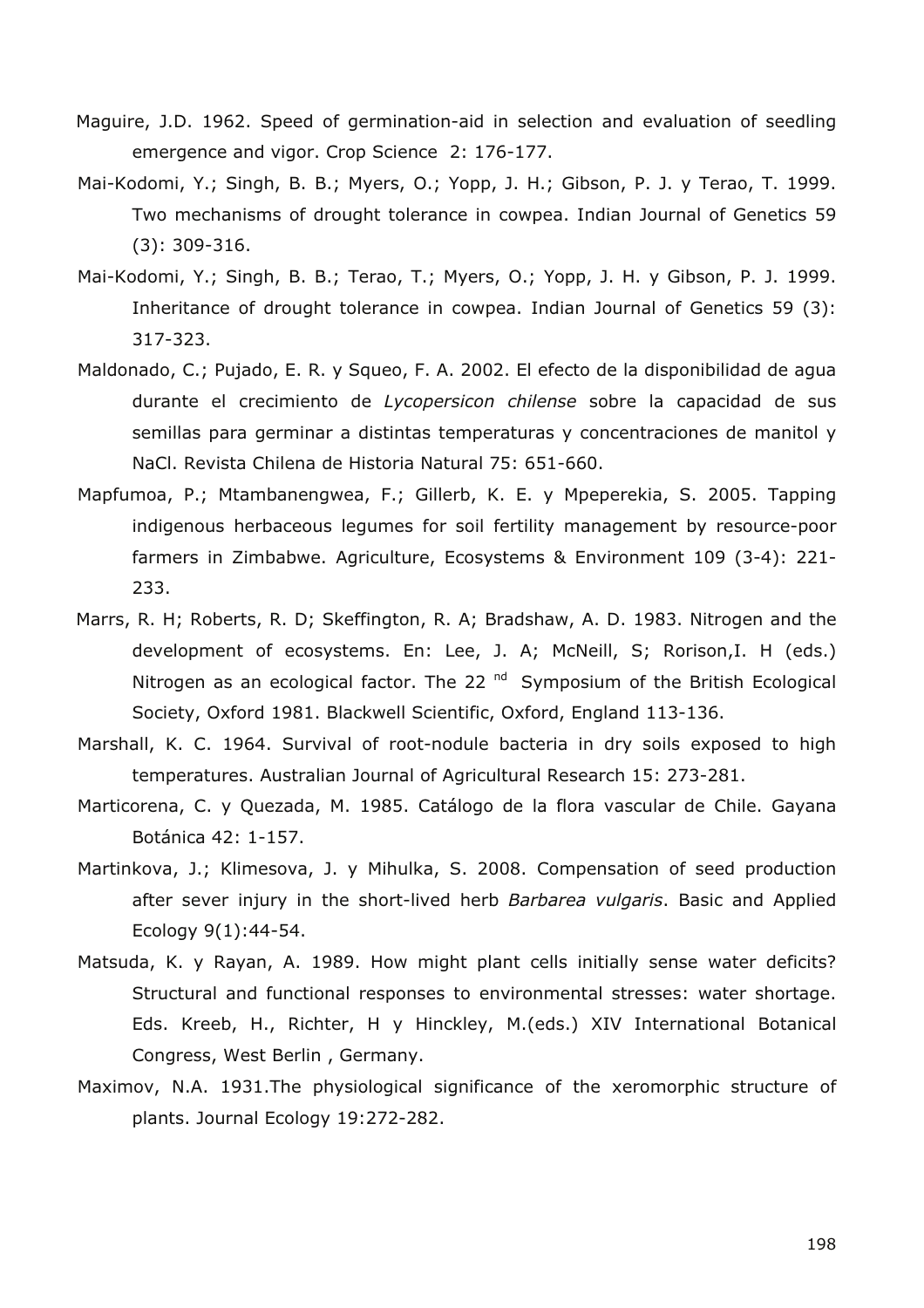Maguire, J.D. 1962. Speed of germination-aid in selection and evaluation of seedling emergence and vigor. Crop Science 2: 176-177.

Mai-Kodomi, Y.; Singh, B. B.; Myers, O.; Yopp, J. H.; Gibson, P. J. y Terao, T. 1999. Two mechanisms of drought tolerance in cowpea. Indian Journal of Genetics 59 (3): 309-316.

Mai-Kodomi, Y.; Singh, B. B.; Terao, T.; Myers, O.; Yopp, J. H. y Gibson, P. J. 1999. Inheritance of drought tolerance in cowpea. Indian Journal of Genetics 59 (3): 317-323.

Maldonado, C.; Pujado, E. R. y Squeo, F. A. 2002. El efecto de la disponibilidad de agua durante el crecimiento de *Lycopersicon chilense* sobre la capacidad de sus semillas para germinar a distintas temperaturas y concentraciones de manitol y NaCl. Revista Chilena de Historia Natural 75: 651-660.

Mapfumoa, P.; Mtambanengwea, F.; Gillerb, K. E. y Mpeperekia, S. 2005. Tapping indigenous herbaceous legumes for soil fertility management by resource-poor farmers in Zimbabwe. Agriculture, Ecosystems & Environment 109 (3-4): 221-233.

Marrs, R. H; Roberts, R. D; Skeffington, R. A; Bradshaw, A. D. 1983. Nitrogen and the development of ecosystems. En: Lee, J. A; McNeill, S; Rorison,I. H (eds.) Nitrogen as an ecological factor. The 22 nd Symposium of the British Ecological Society, Oxford 1981. Blackwell Scientific, Oxford, England 113-136.

Marshall, K. C. 1964. Survival of root-nodule bacteria in dry soils exposed to high temperatures. Australian Journal of Agricultural Research 15: 273-281.

Marticorena, C. y Quezada, M. 1985. Catálogo de la flora vascular de Chile. Gayana Botánica 42: 1-157.

Martinkova, J.; Klimesova, J. y Mihulka, S. 2008. Compensation of seed production after sever injury in the short-lived herb *Barbarea vulgaris*. Basic and Applied Ecology 9(1):44-54.

Matsuda, K. y Rayan, A. 1989. How might plant cells initially sense water deficits? Structural and functional responses to environmental stresses: water shortage. Eds. Kreeb, H., Richter, H y Hinckley, M.(eds.) XIV International Botanical Congress, West Berlin , Germany.

Maximov, N.A. 1931.The physiological significance of the xeromorphic structure of plants. Journal Ecology 19:272-282.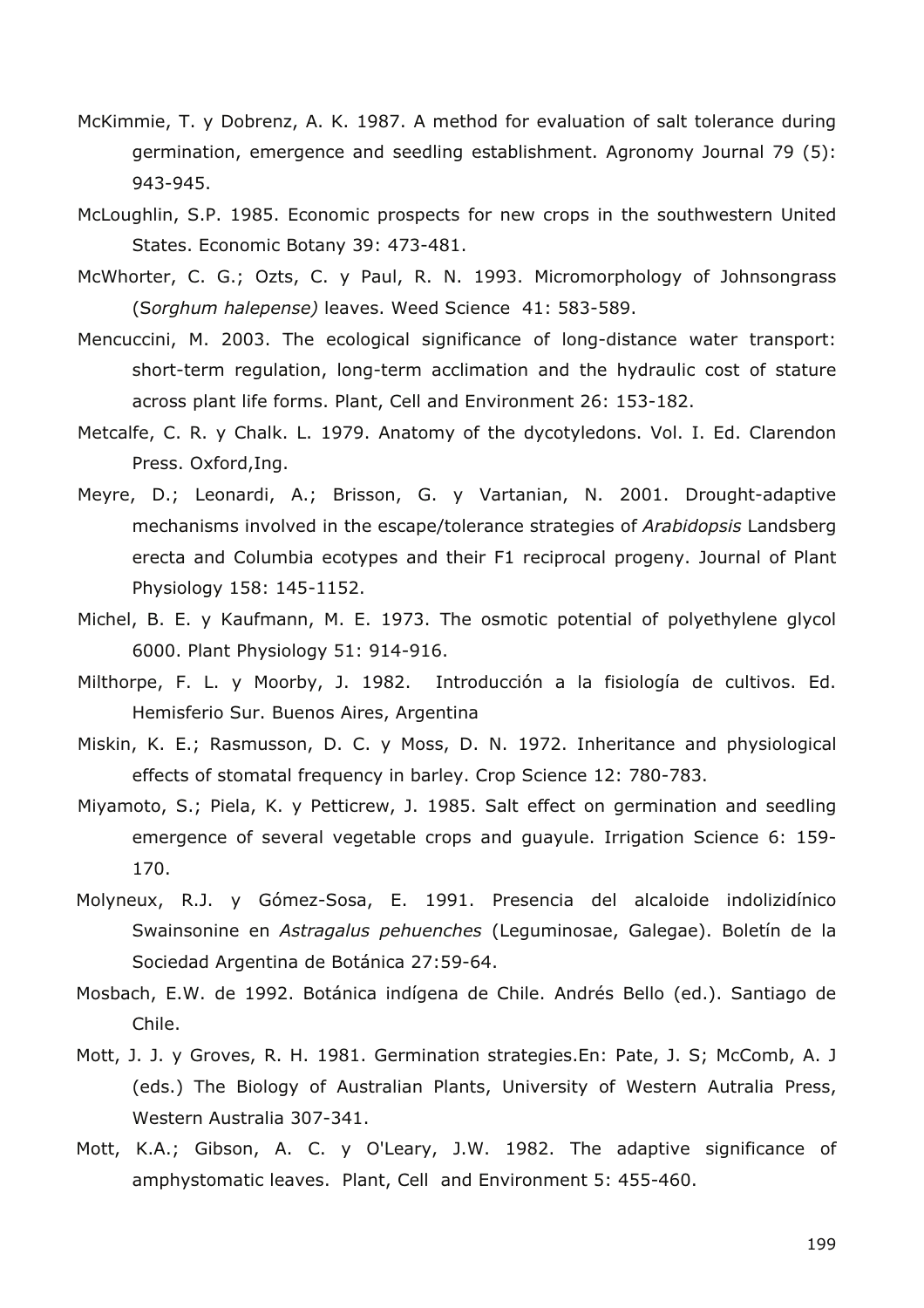McKimmie, T. y Dobrenz, A. K. 1987. A method for evaluation of salt tolerance during germination, emergence and seedling establishment. Agronomy Journal 79 (5): 943-945.

McLoughlin, S.P. 1985. Economic prospects for new crops in the southwestern United States. Economic Botany 39: 473-481.

McWhorter, C. G.; Ozts, C. y Paul, R. N. 1993. Micromorphology of Johnsongrass (*Sorghum halepense)* leaves. Weed Science 41: 583-589.

Mencuccini, M. 2003. The ecological significance of long-distance water transport: short-term regulation, long-term acclimation and the hydraulic cost of stature across plant life forms. Plant, Cell and Environment 26: 153-182.

Metcalfe, C. R. y Chalk. L. 1979. Anatomy of the dycotyledons. Vol. I. Ed. Clarendon Press. Oxford,Ing.

Meyre, D.; Leonardi, A.; Brisson, G. y Vartanian, N. 2001. Drought-adaptive mechanisms involved in the escape/tolerance strategies of *Arabidopsis* Landsberg erecta and Columbia ecotypes and their F1 reciprocal progeny. Journal of Plant Physiology 158: 145-1152.

Michel, B. E. y Kaufmann, M. E. 1973. The osmotic potential of polyethylene glycol 6000. Plant Physiology 51: 914-916.

Milthorpe, F. L. y Moorby, J. 1982. Introducción a la fisiología de cultivos. Ed. Hemisferio Sur. Buenos Aires, Argentina

Miskin, K. E.; Rasmusson, D. C. y Moss, D. N. 1972. Inheritance and physiological effects of stomatal frequency in barley. Crop Science 12: 780-783.

Miyamoto, S.; Piela, K. y Petticrew, J. 1985. Salt effect on germination and seedling emergence of several vegetable crops and guayule. Irrigation Science 6: 159-170.

Molyneux, R.J. y Gómez-Sosa, E. 1991. Presencia del alcaloide indolizidínico Swainsonine en *Astragalus pehuenches* (Leguminosae, Galegae). Boletín de la Sociedad Argentina de Botánica 27:59-64.

Mosbach, E.W. de 1992. Botánica indígena de Chile. Andrés Bello (ed.). Santiago de Chile.

Mott, J. J. y Groves, R. H. 1981. Germination strategies.En: Pate, J. S; McComb, A. J (eds.) The Biology of Australian Plants, University of Western Autralia Press, Western Australia 307-341.

Mott, K.A.; Gibson, A. C. y O'Leary, J.W. 1982. The adaptive significance of amphystomatic leaves. Plant, Cell and Environment 5: 455-460.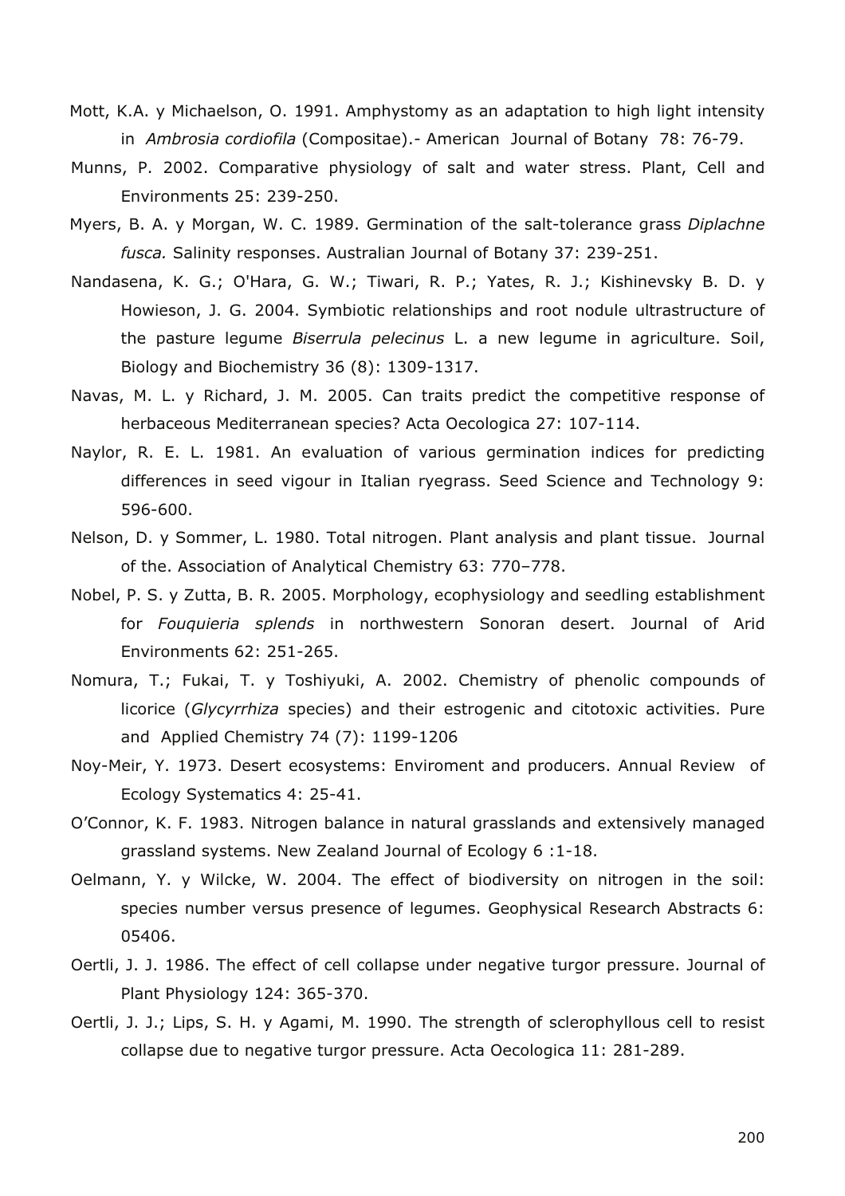Mott, K.A. y Michaelson, O. 1991. Amphystomy as an adaptation to high light intensity in *Ambrosia cordiofila* (Compositae).- American Journal of Botany 78: 76-79.

Munns, P. 2002. Comparative physiology of salt and water stress. Plant, Cell and Environments 25: 239-250.

Myers, B. A. y Morgan, W. C. 1989. Germination of the salt-tolerance grass *Diplachne fusca.* Salinity responses. Australian Journal of Botany 37: 239-251.

Nandasena, K. G.; O'Hara, G. W.; Tiwari, R. P.; Yates, R. J.; Kishinevsky B. D. y Howieson, J. G. 2004. Symbiotic relationships and root nodule ultrastructure of the pasture legume *Biserrula pelecinus* L. a new legume in agriculture. Soil, Biology and Biochemistry 36 (8): 1309-1317.

Navas, M. L. y Richard, J. M. 2005. Can traits predict the competitive response of herbaceous Mediterranean species? Acta Oecologica 27: 107-114.

Naylor, R. E. L. 1981. An evaluation of various germination indices for predicting differences in seed vigour in Italian ryegrass. Seed Science and Technology 9: 596-600.

Nelson, D. y Sommer, L. 1980. Total nitrogen. Plant analysis and plant tissue. Journal of the. Association of Analytical Chemistry 63: 770–778.

Nobel, P. S. y Zutta, B. R. 2005. Morphology, ecophysiology and seedling establishment for *Fouquieria splends* in northwestern Sonoran desert. Journal of Arid Environments 62: 251-265.

Nomura, T.; Fukai, T. y Toshiyuki, A. 2002. Chemistry of phenolic compounds of licorice (*Glycyrrhiza* species) and their estrogenic and citotoxic activities. Pure and Applied Chemistry 74 (7): 1199-1206

Noy-Meir, Y. 1973. Desert ecosystems: Enviroment and producers. Annual Review of Ecology Systematics 4: 25-41.

O'Connor, K. F. 1983. Nitrogen balance in natural grasslands and extensively managed grassland systems. New Zealand Journal of Ecology 6 :1-18.

Oelmann, Y. y Wilcke, W. 2004. The effect of biodiversity on nitrogen in the soil: species number versus presence of legumes. Geophysical Research Abstracts 6: 05406.

Oertli, J. J. 1986. The effect of cell collapse under negative turgor pressure. Journal of Plant Physiology 124: 365-370.

Oertli, J. J.; Lips, S. H. y Agami, M. 1990. The strength of sclerophyllous cell to resist collapse due to negative turgor pressure. Acta Oecologica 11: 281-289.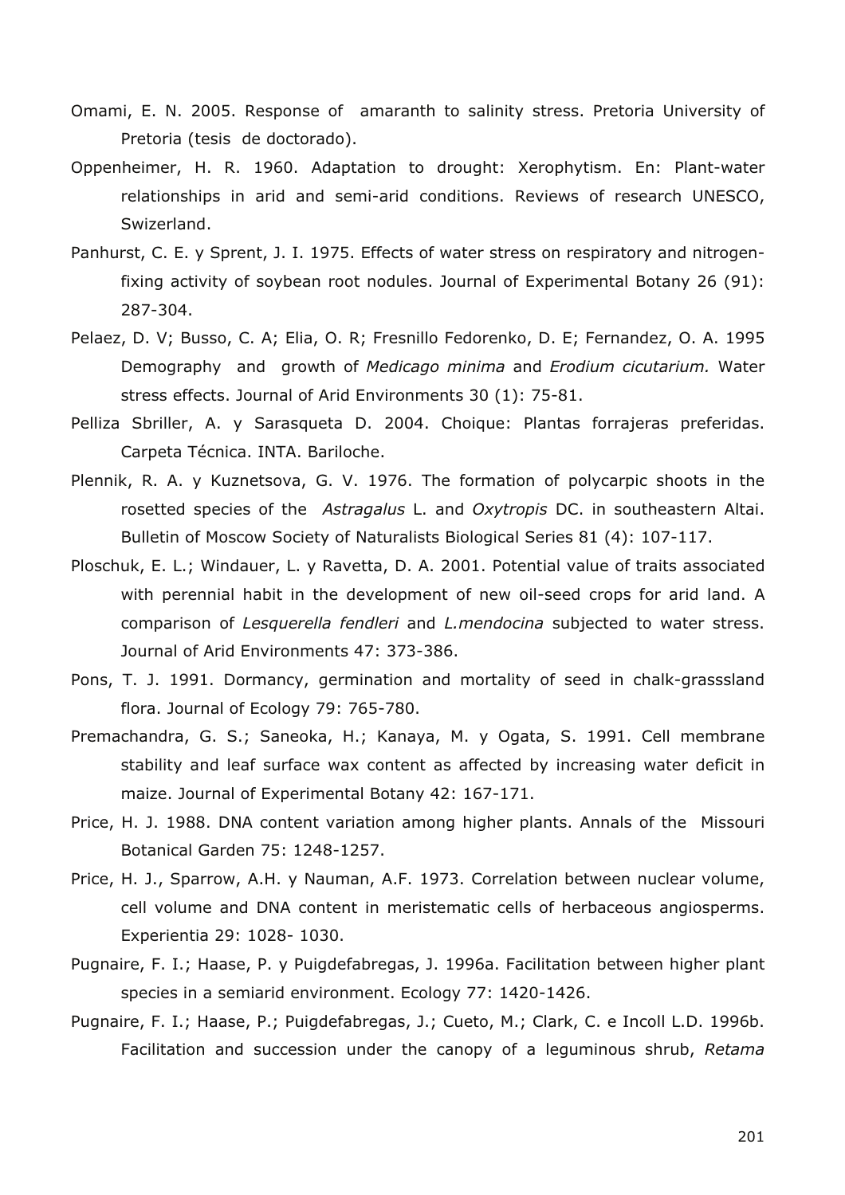Omami, E. N. 2005. Response of amaranth to salinity stress. Pretoria University of Pretoria (tesis de doctorado).

Oppenheimer, H. R. 1960. Adaptation to drought: Xerophytism. En: Plant-water relationships in arid and semi-arid conditions. Reviews of research UNESCO, Swizerland.

Panhurst, C. E. y Sprent, J. I. 1975. Effects of water stress on respiratory and nitrogen-fixing activity of soybean root nodules. Journal of Experimental Botany 26 (91): 287-304.

Pelaez, D. V; Busso, C. A; Elia, O. R; Fresnillo Fedorenko, D. E; Fernandez, O. A. 1995 Demography and growth of *Medicago minima* and *Erodium cicutarium.* Water stress effects. Journal of Arid Environments 30 (1): 75-81.

Pelliza Sbriller, A. y Sarasqueta D. 2004. Choique: Plantas forrajeras preferidas. Carpeta Técnica. INTA. Bariloche.

Plennik, R. A. y Kuznetsova, G. V. 1976. The formation of polycarpic shoots in the rosetted species of the *Astragalus* L. and *Oxytropis* DC. in southeastern Altai. Bulletin of Moscow Society of Naturalists Biological Series 81 (4): 107-117.

Ploschuk, E. L.; Windauer, L. y Ravetta, D. A. 2001. Potential value of traits associated with perennial habit in the development of new oil-seed crops for arid land. A comparison of *Lesquerella fendleri* and *L.mendocina* subjected to water stress. Journal of Arid Environments 47: 373-386.

Pons, T. J. 1991. Dormancy, germination and mortality of seed in chalk-grasssland flora. Journal of Ecology 79: 765-780.

Premachandra, G. S.; Saneoka, H.; Kanaya, M. y Ogata, S. 1991. Cell membrane stability and leaf surface wax content as affected by increasing water deficit in maize. Journal of Experimental Botany 42: 167-171.

Price, H. J. 1988. DNA content variation among higher plants. Annals of the Missouri Botanical Garden 75: 1248-1257.

Price, H. J., Sparrow, A.H. y Nauman, A.F. 1973. Correlation between nuclear volume, cell volume and DNA content in meristematic cells of herbaceous angiosperms. Experientia 29: 1028- 1030.

Pugnaire, F. I.; Haase, P. y Puigdefabregas, J. 1996a. Facilitation between higher plant species in a semiarid environment. Ecology 77: 1420-1426.

Pugnaire, F. I.; Haase, P.; Puigdefabregas, J.; Cueto, M.; Clark, C. e Incoll L.D. 1996b. Facilitation and succession under the canopy of a leguminous shrub, *Retama*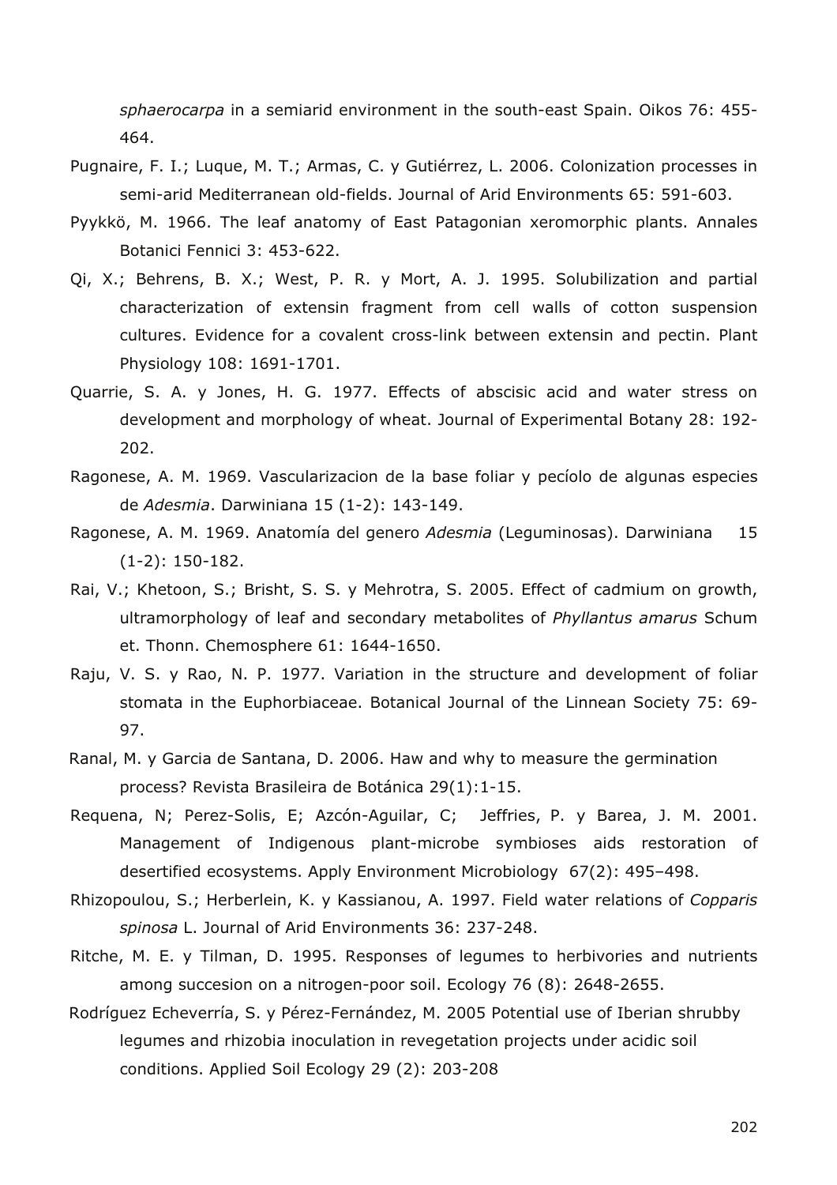*sphaerocarpa* in a semiarid environment in the south-east Spain. Oikos 76: 455-464.

Pugnaire, F. I.; Luque, M. T.; Armas, C. y Gutiérrez, L. 2006. Colonization processes in semi-arid Mediterranean old-fields. Journal of Arid Environments 65: 591-603.

Pyykkö, M. 1966. The leaf anatomy of East Patagonian xeromorphic plants. Annales Botanici Fennici 3: 453-622.

Qi, X.; Behrens, B. X.; West, P. R. y Mort, A. J. 1995. Solubilization and partial characterization of extensin fragment from cell walls of cotton suspension cultures. Evidence for a covalent cross-link between extensin and pectin. Plant Physiology 108: 1691-1701.

Quarrie, S. A. y Jones, H. G. 1977. Effects of abscisic acid and water stress on development and morphology of wheat. Journal of Experimental Botany 28: 192-202.

Ragonese, A. M. 1969. Vascularizacion de la base foliar y pecíolo de algunas especies de *Adesmia*. Darwiniana 15 (1-2): 143-149.

Ragonese, A. M. 1969. Anatomía del genero *Adesmia* (Leguminosas). Darwiniana 15 (1-2): 150-182.

Rai, V.; Khetoon, S.; Brisht, S. S. y Mehrotra, S. 2005. Effect of cadmium on growth, ultramorphology of leaf and secondary metabolites of *Phyllantus amarus* Schum et. Thonn. Chemosphere 61: 1644-1650.

Raju, V. S. y Rao, N. P. 1977. Variation in the structure and development of foliar stomata in the Euphorbiaceae. Botanical Journal of the Linnean Society 75: 69-97.

Ranal, M. y Garcia de Santana, D. 2006. Haw and why to measure the germination process? Revista Brasileira de Botánica 29(1):1-15.

Requena, N; Perez-Solis, E; Azcón-Aguilar, C; Jeffries, P. y Barea, J. M. 2001. Management of Indigenous plant-microbe symbioses aids restoration of desertified ecosystems. Apply Environment Microbiology 67(2): 495–498.

Rhizopoulou, S.; Herberlein, K. y Kassianou, A. 1997. Field water relations of *Copparis spinosa* L. Journal of Arid Environments 36: 237-248.

Ritche, M. E. y Tilman, D. 1995. Responses of legumes to herbivories and nutrients among succesion on a nitrogen-poor soil. Ecology 76 (8): 2648-2655.

Rodríguez Echeverría, S. y Pérez-Fernández, M. 2005 Potential use of Iberian shrubby legumes and rhizobia inoculation in revegetation projects under acidic soil conditions. Applied Soil Ecology 29 (2): 203-208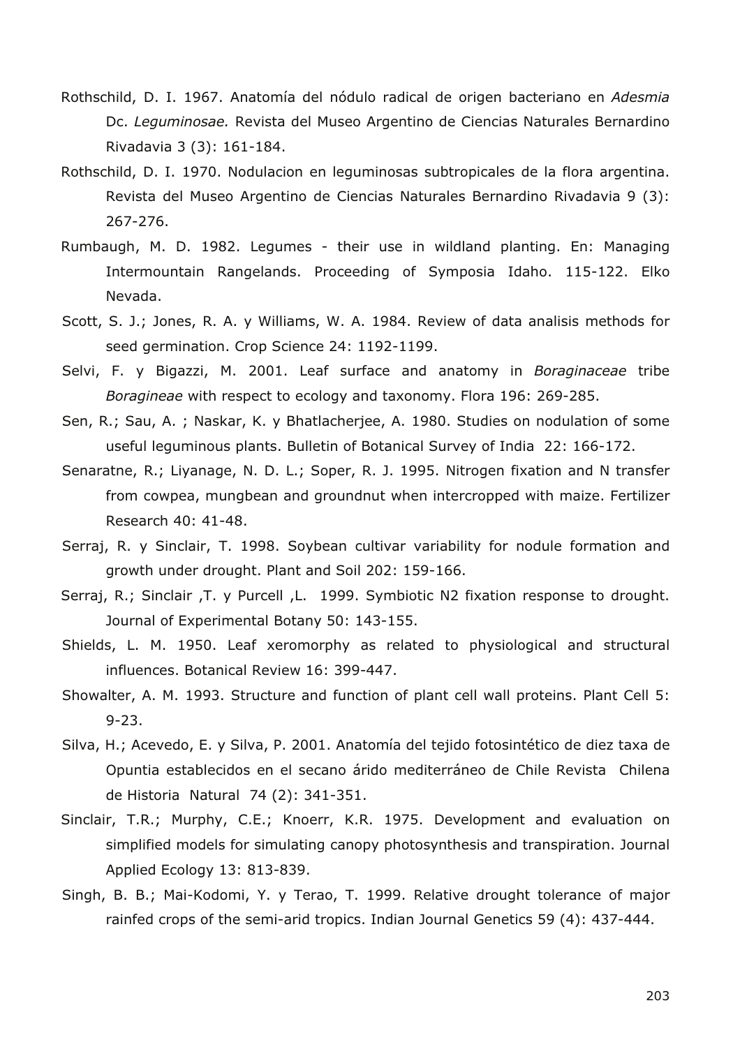Rothschild, D. I. 1967. Anatomía del nódulo radical de origen bacteriano en *Adesmia* Dc. *Leguminosae.* Revista del Museo Argentino de Ciencias Naturales Bernardino Rivadavia 3 (3): 161-184.

Rothschild, D. I. 1970. Nodulacion en leguminosas subtropicales de la flora argentina. Revista del Museo Argentino de Ciencias Naturales Bernardino Rivadavia 9 (3): 267-276.

Rumbaugh, M. D. 1982. Legumes - their use in wildland planting. En: Managing Intermountain Rangelands. Proceeding of Symposia Idaho. 115-122. Elko Nevada.

Scott, S. J.; Jones, R. A. y Williams, W. A. 1984. Review of data analisis methods for seed germination. Crop Science 24: 1192-1199.

Selvi, F. y Bigazzi, M. 2001. Leaf surface and anatomy in *Boraginaceae* tribe *Boragineae* with respect to ecology and taxonomy. Flora 196: 269-285.

Sen, R.; Sau, A. ; Naskar, K. y Bhatlacherjee, A. 1980. Studies on nodulation of some useful leguminous plants. Bulletin of Botanical Survey of India 22: 166-172.

Senaratne, R.; Liyanage, N. D. L.; Soper, R. J. 1995. Nitrogen fixation and N transfer from cowpea, mungbean and groundnut when intercropped with maize. Fertilizer Research 40: 41-48.

Serraj, R. y Sinclair, T. 1998. Soybean cultivar variability for nodule formation and growth under drought. Plant and Soil 202: 159-166.

Serraj, R.; Sinclair ,T. y Purcell ,L. 1999. Symbiotic N2 fixation response to drought. Journal of Experimental Botany 50: 143-155.

Shields, L. M. 1950. Leaf xeromorphy as related to physiological and structural influences. Botanical Review 16: 399-447.

Showalter, A. M. 1993. Structure and function of plant cell wall proteins. Plant Cell 5: 9-23.

Silva, H.; Acevedo, E. y Silva, P. 2001. Anatomía del tejido fotosintético de diez taxa de Opuntia establecidos en el secano árido mediterráneo de Chile Revista Chilena de Historia Natural 74 (2): 341-351.

Sinclair, T.R.; Murphy, C.E.; Knoerr, K.R. 1975. Development and evaluation on simplified models for simulating canopy photosynthesis and transpiration. Journal Applied Ecology 13: 813-839.

Singh, B. B.; Mai-Kodomi, Y. y Terao, T. 1999. Relative drought tolerance of major rainfed crops of the semi-arid tropics. Indian Journal Genetics 59 (4): 437-444.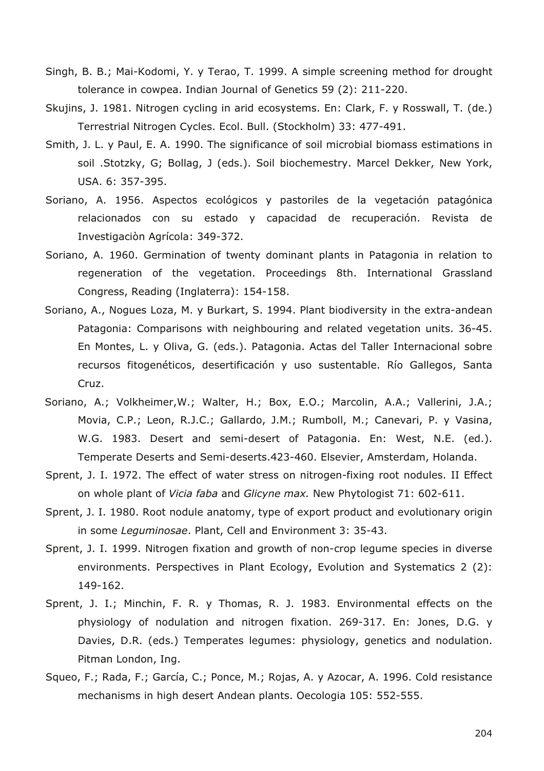Singh, B. B.; Mai-Kodomi, Y. y Terao, T. 1999. A simple screening method for drought tolerance in cowpea. Indian Journal of Genetics 59 (2): 211-220.

Skujins, J. 1981. Nitrogen cycling in arid ecosystems. En: Clark, F. y Rosswall, T. (de.) Terrestrial Nitrogen Cycles. Ecol. Bull. (Stockholm) 33: 477-491.

Smith, J. L. y Paul, E. A. 1990. The significance of soil microbial biomass estimations in soil .Stotzky, G; Bollag, J (eds.). Soil biochemestry. Marcel Dekker, New York, USA. 6: 357-395.

Soriano, A. 1956. Aspectos ecológicos y pastoriles de la vegetación patagónica relacionados con su estado y capacidad de recuperación. Revista de Investigaciòn Agrícola: 349-372.

Soriano, A. 1960. Germination of twenty dominant plants in Patagonia in relation to regeneration of the vegetation. Proceedings 8th. International Grassland Congress, Reading (Inglaterra): 154-158.

Soriano, A., Nogues Loza, M. y Burkart, S. 1994. Plant biodiversity in the extra-andean Patagonia: Comparisons with neighbouring and related vegetation units. 36-45. En Montes, L. y Oliva, G. (eds.). Patagonia. Actas del Taller Internacional sobre recursos fitogenéticos, desertificación y uso sustentable. Río Gallegos, Santa Cruz.

Soriano, A.; Volkheimer,W.; Walter, H.; Box, E.O.; Marcolin, A.A.; Vallerini, J.A.; Movia, C.P.; Leon, R.J.C.; Gallardo, J.M.; Rumboll, M.; Canevari, P. y Vasina, W.G. 1983. Desert and semi-desert of Patagonia. En: West, N.E. (ed.). Temperate Deserts and Semi-deserts.423-460. Elsevier, Amsterdam, Holanda.

Sprent, J. I. 1972. The effect of water stress on nitrogen-fixing root nodules. II Effect on whole plant of *Vicia faba* and *Glicyne max.* New Phytologist 71: 602-611.

Sprent, J. I. 1980. Root nodule anatomy, type of export product and evolutionary origin in some *Leguminosae*. Plant, Cell and Environment 3: 35-43.

Sprent, J. I. 1999. Nitrogen fixation and growth of non-crop legume species in diverse environments. Perspectives in Plant Ecology, Evolution and Systematics 2 (2): 149-162.

Sprent, J. I.; Minchin, F. R. y Thomas, R. J. 1983. Environmental effects on the physiology of nodulation and nitrogen fixation. 269-317. En: Jones, D.G. y Davies, D.R. (eds.) Temperates legumes: physiology, genetics and nodulation. Pitman London, Ing.

Squeo, F.; Rada, F.; García, C.; Ponce, M.; Rojas, A. y Azocar, A. 1996. Cold resistance mechanisms in high desert Andean plants. Oecologia 105: 552-555.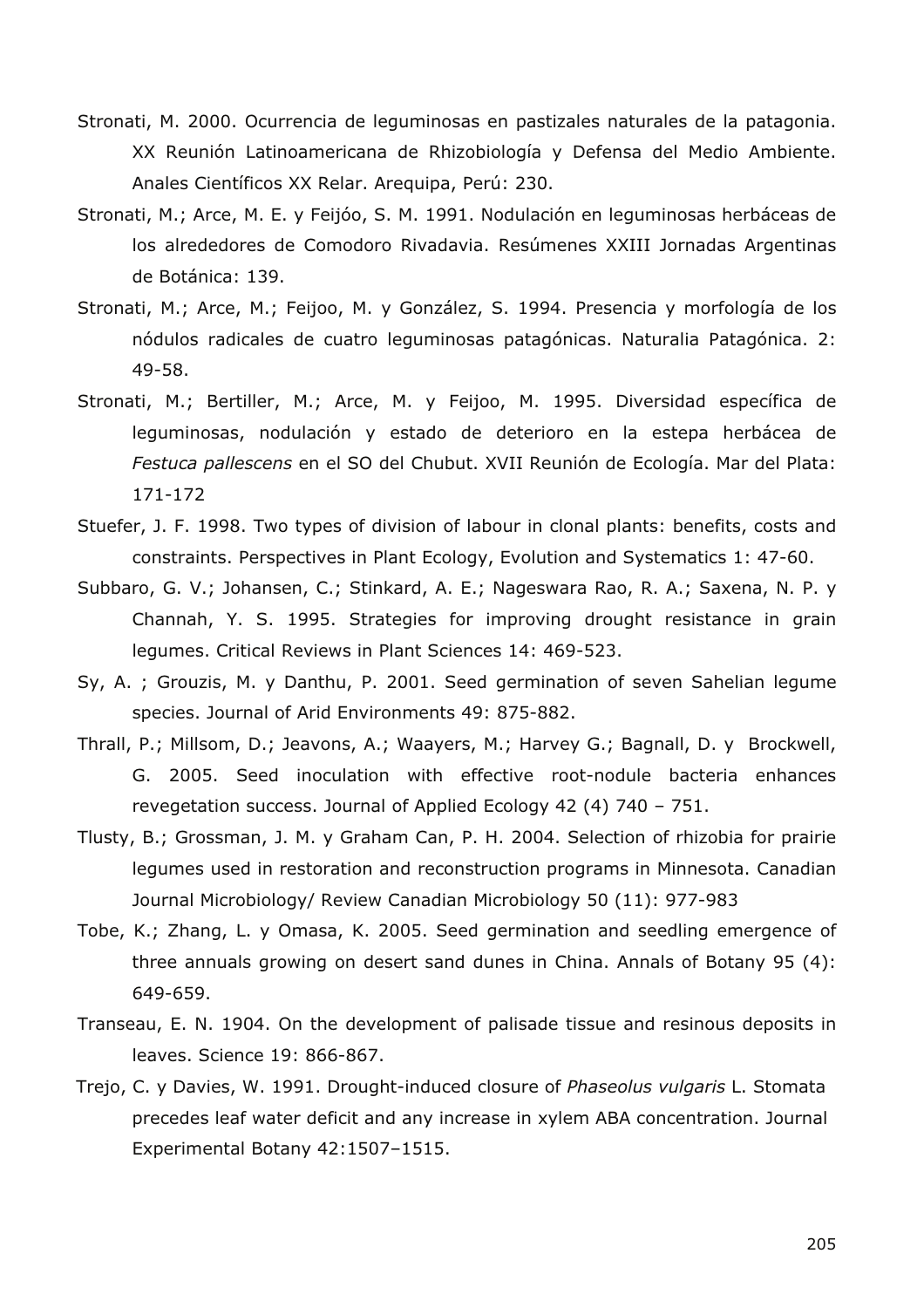Stronati, M. 2000. Ocurrencia de leguminosas en pastizales naturales de la patagonia. XX Reunión Latinoamericana de Rhizobiología y Defensa del Medio Ambiente. Anales Científicos XX Relar. Arequipa, Perú: 230.

Stronati, M.; Arce, M. E. y Feijóo, S. M. 1991. Nodulación en leguminosas herbáceas de los alrededores de Comodoro Rivadavia. Resúmenes XXIII Jornadas Argentinas de Botánica: 139.

Stronati, M.; Arce, M.; Feijoo, M. y González, S. 1994. Presencia y morfología de los nódulos radicales de cuatro leguminosas patagónicas. Naturalia Patagónica. 2: 49-58.

Stronati, M.; Bertiller, M.; Arce, M. y Feijoo, M. 1995. Diversidad específica de leguminosas, nodulación y estado de deterioro en la estepa herbácea de *Festuca pallescens* en el SO del Chubut. XVII Reunión de Ecología. Mar del Plata: 171-172

Stuefer, J. F. 1998. Two types of division of labour in clonal plants: benefits, costs and constraints. Perspectives in Plant Ecology, Evolution and Systematics 1: 47-60.

Subbaro, G. V.; Johansen, C.; Stinkard, A. E.; Nageswara Rao, R. A.; Saxena, N. P. y Channah, Y. S. 1995. Strategies for improving drought resistance in grain legumes. Critical Reviews in Plant Sciences 14: 469-523.

Sy, A. ; Grouzis, M. y Danthu, P. 2001. Seed germination of seven Sahelian legume species. Journal of Arid Environments 49: 875-882.

Thrall, P.; Millsom, D.; Jeavons, A.; Waayers, M.; Harvey G.; Bagnall, D. y Brockwell, G. 2005. Seed inoculation with effective root-nodule bacteria enhances revegetation success. Journal of Applied Ecology 42 (4) 740 – 751.

Tlusty, B.; Grossman, J. M. y Graham Can, P. H. 2004. Selection of rhizobia for prairie legumes used in restoration and reconstruction programs in Minnesota. Canadian Journal Microbiology/ Review Canadian Microbiology 50 (11): 977-983

Tobe, K.; Zhang, L. y Omasa, K. 2005. Seed germination and seedling emergence of three annuals growing on desert sand dunes in China. Annals of Botany 95 (4): 649-659.

Transeau, E. N. 1904. On the development of palisade tissue and resinous deposits in leaves. Science 19: 866-867.

Trejo, C. y Davies, W. 1991. Drought-induced closure of *Phaseolus vulgaris* L. Stomata precedes leaf water deficit and any increase in xylem ABA concentration. Journal Experimental Botany 42:1507–1515.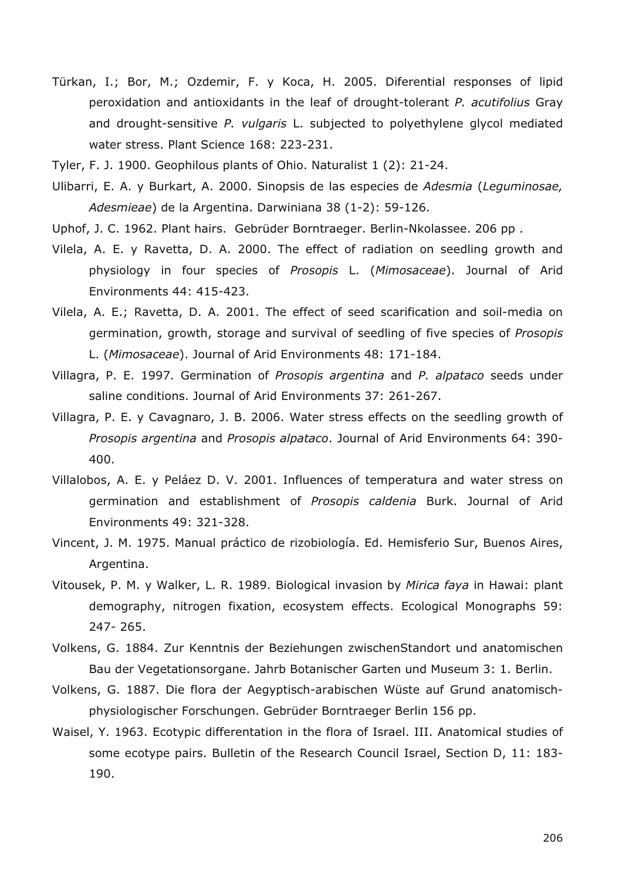Türkan, I.; Bor, M.; Ozdemir, F. y Koca, H. 2005. Diferential responses of lipid peroxidation and antioxidants in the leaf of drought-tolerant *P. acutifolius* Gray and drought-sensitive *P. vulgaris* L. subjected to polyethylene glycol mediated water stress. Plant Science 168: 223-231.

Tyler, F. J. 1900. Geophilous plants of Ohio. Naturalist 1 (2): 21-24.

Ulibarri, E. A. y Burkart, A. 2000. Sinopsis de las especies de *Adesmia* (*Leguminosae, Adesmieae*) de la Argentina. Darwiniana 38 (1-2): 59-126.

Uphof, J. C. 1962. Plant hairs. Gebrüder Borntraeger. Berlin-Nkolassee. 206 pp .

Vilela, A. E. y Ravetta, D. A. 2000. The effect of radiation on seedling growth and physiology in four species of *Prosopis* L. (*Mimosaceae*). Journal of Arid Environments 44: 415-423.

Vilela, A. E.; Ravetta, D. A. 2001. The effect of seed scarification and soil-media on germination, growth, storage and survival of seedling of five species of *Prosopis* L. (*Mimosaceae*). Journal of Arid Environments 48: 171-184.

Villagra, P. E. 1997. Germination of *Prosopis argentina* and *P. alpataco* seeds under saline conditions. Journal of Arid Environments 37: 261-267.

Villagra, P. E. y Cavagnaro, J. B. 2006. Water stress effects on the seedling growth of *Prosopis argentina* and *Prosopis alpataco*. Journal of Arid Environments 64: 390-400.

Villalobos, A. E. y Peláez D. V. 2001. Influences of temperatura and water stress on germination and establishment of *Prosopis caldenia* Burk. Journal of Arid Environments 49: 321-328.

Vincent, J. M. 1975. Manual práctico de rizobiología. Ed. Hemisferio Sur, Buenos Aires, Argentina.

Vitousek, P. M. y Walker, L. R. 1989. Biological invasion by *Mirica faya* in Hawai: plant demography, nitrogen fixation, ecosystem effects. Ecological Monographs 59: 247- 265.

Volkens, G. 1884. Zur Kenntnis der Beziehungen zwischenStandort und anatomischen Bau der Vegetationsorgane. Jahrb Botanischer Garten und Museum 3: 1. Berlin.

Volkens, G. 1887. Die flora der Aegyptisch-arabischen Wüste auf Grund anatomisch-physiologischer Forschungen. Gebrüder Borntraeger Berlin 156 pp.

Waisel, Y. 1963. Ecotypic differentation in the flora of Israel. III. Anatomical studies of some ecotype pairs. Bulletin of the Research Council Israel, Section D, 11: 183-190.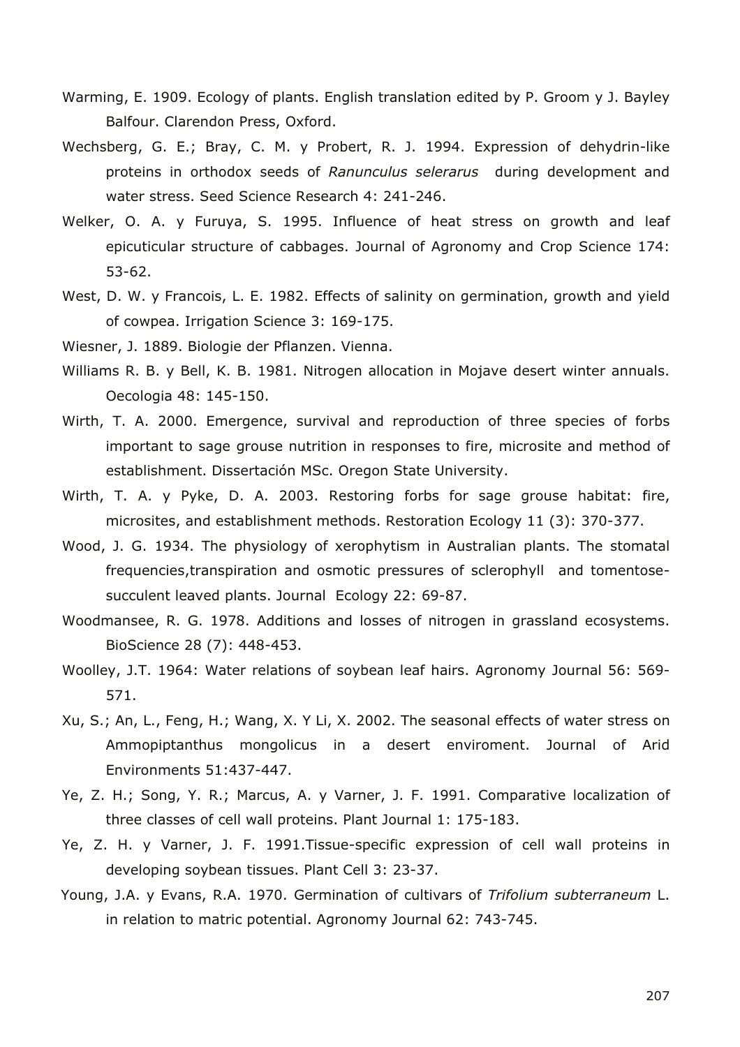Warming, E. 1909. Ecology of plants. English translation edited by P. Groom y J. Bayley Balfour. Clarendon Press, Oxford.

Wechsberg, G. E.; Bray, C. M. y Probert, R. J. 1994. Expression of dehydrin-like proteins in orthodox seeds of *Ranunculus selerarus* during development and water stress. Seed Science Research 4: 241-246.

Welker, O. A. y Furuya, S. 1995. Influence of heat stress on growth and leaf epicuticular structure of cabbages. Journal of Agronomy and Crop Science 174: 53-62.

West, D. W. y Francois, L. E. 1982. Effects of salinity on germination, growth and yield of cowpea. Irrigation Science 3: 169-175.

Wiesner, J. 1889. Biologie der Pflanzen. Vienna.

Williams R. B. y Bell, K. B. 1981. Nitrogen allocation in Mojave desert winter annuals. Oecologia 48: 145-150.

Wirth, T. A. 2000. Emergence, survival and reproduction of three species of forbs important to sage grouse nutrition in responses to fire, microsite and method of establishment. Dissertación MSc. Oregon State University.

Wirth, T. A. y Pyke, D. A. 2003. Restoring forbs for sage grouse habitat: fire, microsites, and establishment methods. Restoration Ecology 11 (3): 370-377.

Wood, J. G. 1934. The physiology of xerophytism in Australian plants. The stomatal frequencies,transpiration and osmotic pressures of sclerophyll and tomentose-succulent leaved plants. Journal Ecology 22: 69-87.

Woodmansee, R. G. 1978. Additions and losses of nitrogen in grassland ecosystems. BioScience 28 (7): 448-453.

Woolley, J.T. 1964: Water relations of soybean leaf hairs. Agronomy Journal 56: 569-571.

Xu, S.; An, L., Feng, H.; Wang, X. Y Li, X. 2002. The seasonal effects of water stress on Ammopiptanthus mongolicus in a desert enviroment. Journal of Arid Environments 51:437-447.

Ye, Z. H.; Song, Y. R.; Marcus, A. y Varner, J. F. 1991. Comparative localization of three classes of cell wall proteins. Plant Journal 1: 175-183.

Ye, Z. H. y Varner, J. F. 1991.Tissue-specific expression of cell wall proteins in developing soybean tissues. Plant Cell 3: 23-37.

Young, J.A. y Evans, R.A. 1970. Germination of cultivars of *Trifolium subterraneum* L. in relation to matric potential. Agronomy Journal 62: 743-745.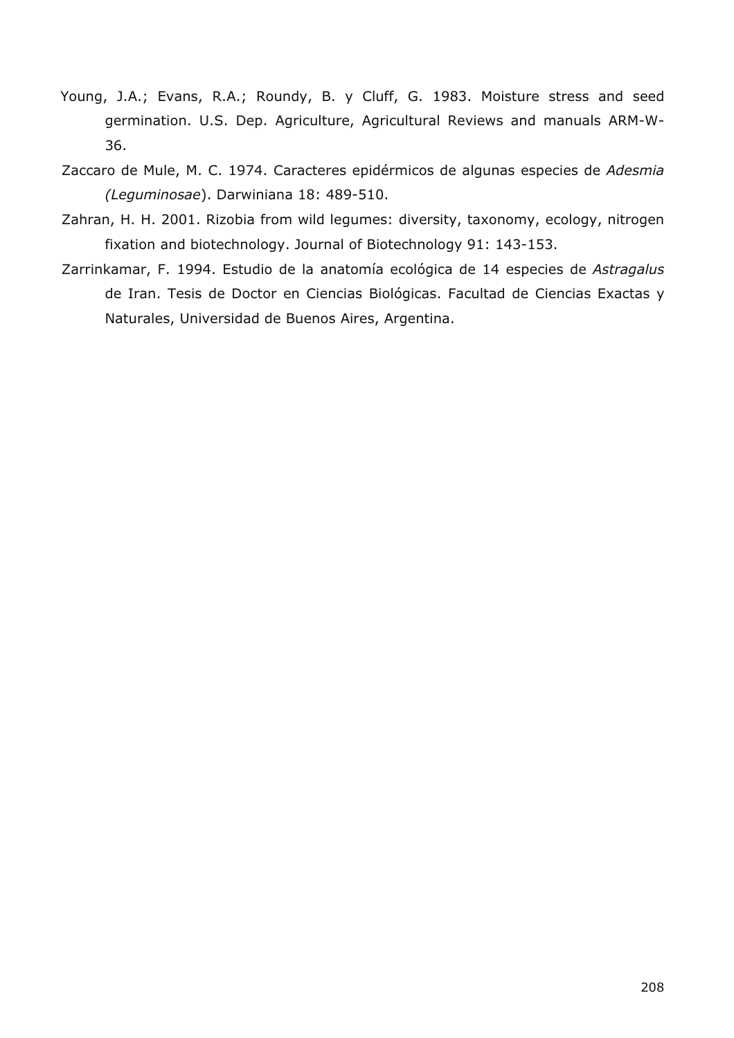Young, J.A.; Evans, R.A.; Roundy, B. y Cluff, G. 1983. Moisture stress and seed germination. U.S. Dep. Agriculture, Agricultural Reviews and manuals ARM-W-36.

Zaccaro de Mule, M. C. 1974. Caracteres epidérmicos de algunas especies de *Adesmia (Leguminosae*). Darwiniana 18: 489-510.

Zahran, H. H. 2001. Rizobia from wild legumes: diversity, taxonomy, ecology, nitrogen fixation and biotechnology. Journal of Biotechnology 91: 143-153.

Zarrinkamar, F. 1994. Estudio de la anatomía ecológica de 14 especies de *Astragalus* de Iran. Tesis de Doctor en Ciencias Biológicas. Facultad de Ciencias Exactas y Naturales, Universidad de Buenos Aires, Argentina.